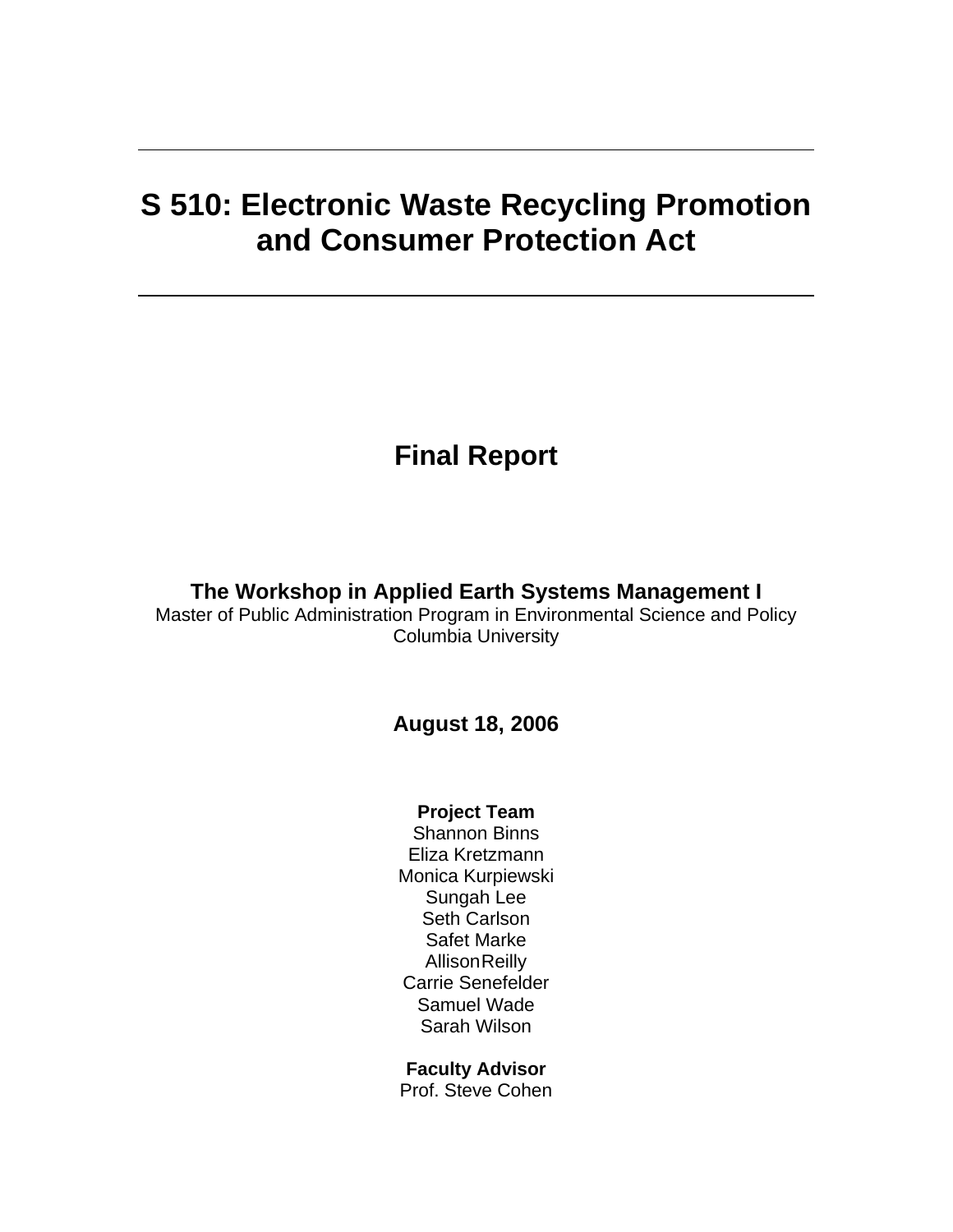# S 510: Electronic Waste Recycling Promotion and Consumer Protection Act

## Final Report

**The Workshop in Applied Earth Systems Management I**
Master of Public Administration Program in Environmental Science and Policy
Columbia University

**August 18, 2006**

**Project Team**
Shannon Binns
Eliza Kretzmann
Monica Kurpiewski
Sungah Lee
Seth Carlson
Safet Marke
Allison Reilly
Carrie Senefelder
Samuel Wade
Sarah Wilson

**Faculty Advisor**
Prof. Steve Cohen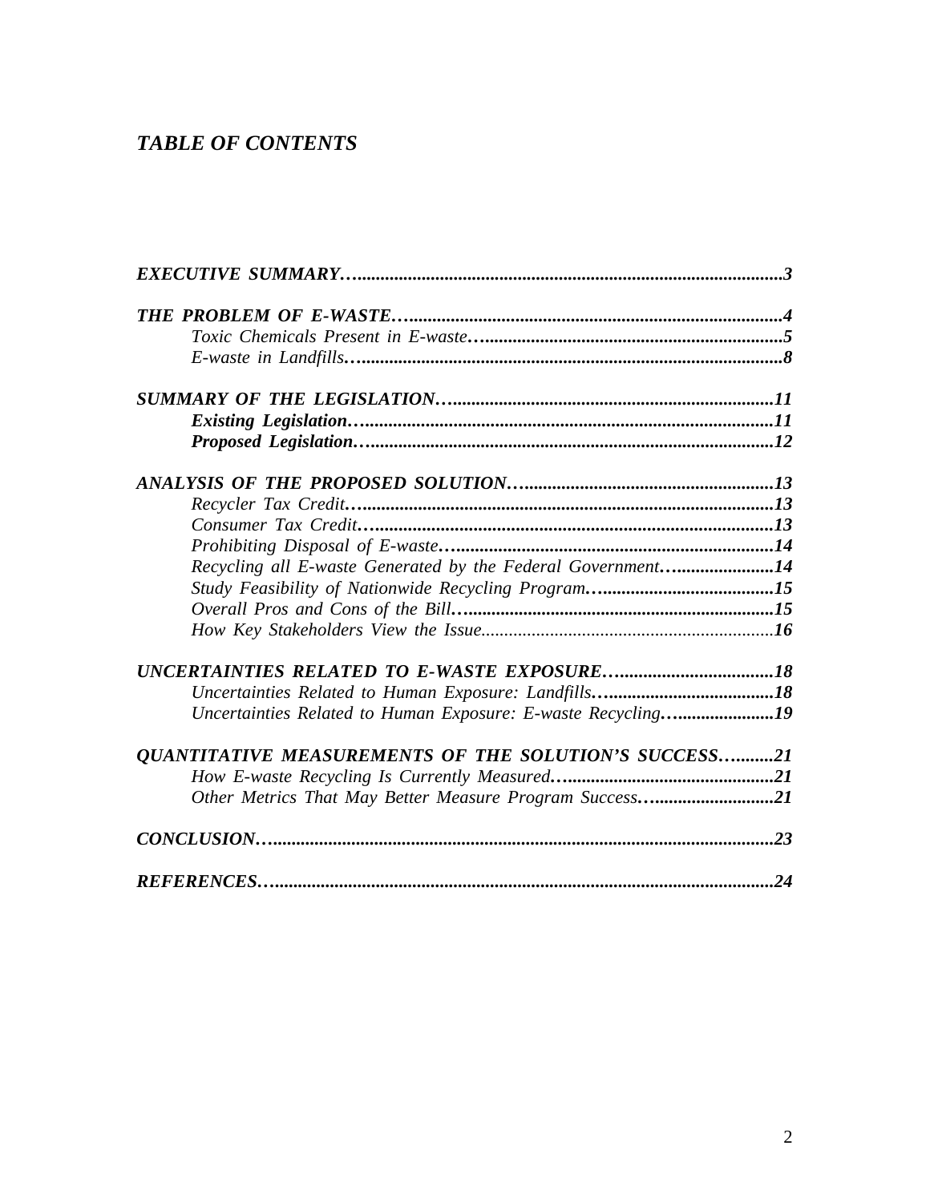## *TABLE OF CONTENTS*

***EXECUTIVE SUMMARY*…..........................................................................................3**

***THE PROBLEM OF E-WASTE*…................................................................................4**
*Toxic Chemicals Present in E-waste*…................................................................5
*E-waste in Landfills*…............................................................................................8

***SUMMARY OF THE LEGISLATION*…....................................................................11**
***Existing Legislation*…........................................................................................11**
***Proposed Legislation*…......................................................................................12**

***ANALYSIS OF THE PROPOSED SOLUTION*…......................................................13**
*Recycler Tax Credit*…........................................................................................13
*Consumer Tax Credit*….....................................................................................13
*Prohibiting Disposal of E-waste*…....................................................................14
*Recycling all E-waste Generated by the Federal Government*…....................14
*Study Feasibility of Nationwide Recycling Program*…....................................15
*Overall Pros and Cons of the Bill*…..................................................................15
*How Key Stakeholders View the Issue*..............................................................16

***UNCERTAINTIES RELATED TO E-WASTE EXPOSURE*….................................18**
*Uncertainties Related to Human Exposure: Landfills*…....................................18
*Uncertainties Related to Human Exposure: E-waste Recycling*…....................19

***QUANTITATIVE MEASUREMENTS OF THE SOLUTION'S SUCCESS*….........21**
*How E-waste Recycling Is Currently Measured*….............................................21
*Other Metrics That May Better Measure Program Success*…...........................21

***CONCLUSION*…..........................................................................................................23**

***REFERENCES*….........................................................................................................24**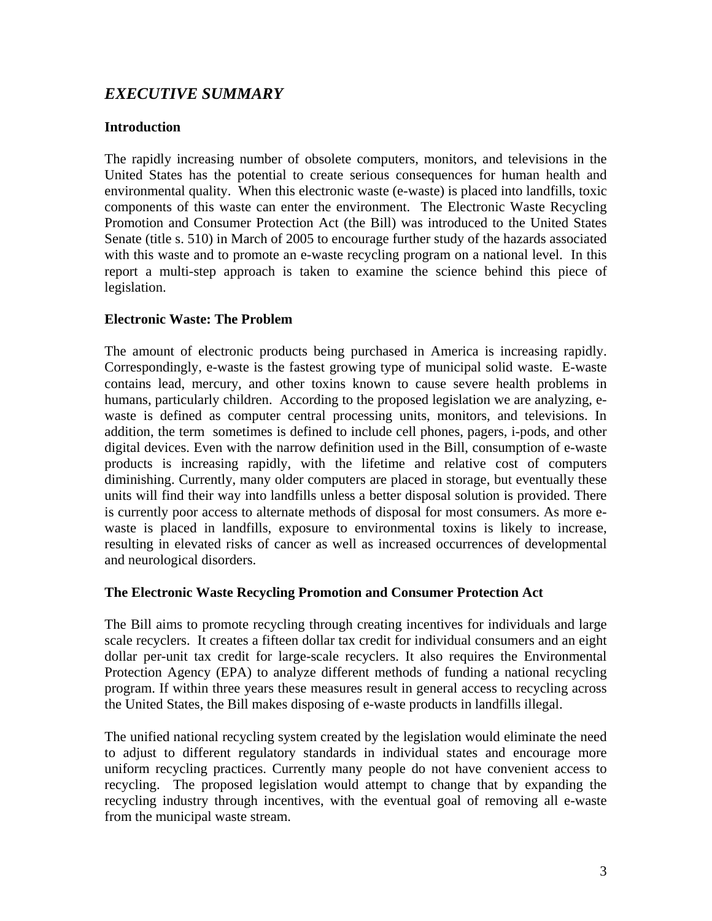## *EXECUTIVE SUMMARY*

### Introduction

The rapidly increasing number of obsolete computers, monitors, and televisions in the United States has the potential to create serious consequences for human health and environmental quality. When this electronic waste (e-waste) is placed into landfills, toxic components of this waste can enter the environment. The Electronic Waste Recycling Promotion and Consumer Protection Act (the Bill) was introduced to the United States Senate (title s. 510) in March of 2005 to encourage further study of the hazards associated with this waste and to promote an e-waste recycling program on a national level. In this report a multi-step approach is taken to examine the science behind this piece of legislation.

### Electronic Waste: The Problem

The amount of electronic products being purchased in America is increasing rapidly. Correspondingly, e-waste is the fastest growing type of municipal solid waste. E-waste contains lead, mercury, and other toxins known to cause severe health problems in humans, particularly children. According to the proposed legislation we are analyzing, e-waste is defined as computer central processing units, monitors, and televisions. In addition, the term sometimes is defined to include cell phones, pagers, i-pods, and other digital devices. Even with the narrow definition used in the Bill, consumption of e-waste products is increasing rapidly, with the lifetime and relative cost of computers diminishing. Currently, many older computers are placed in storage, but eventually these units will find their way into landfills unless a better disposal solution is provided. There is currently poor access to alternate methods of disposal for most consumers. As more e-waste is placed in landfills, exposure to environmental toxins is likely to increase, resulting in elevated risks of cancer as well as increased occurrences of developmental and neurological disorders.

### The Electronic Waste Recycling Promotion and Consumer Protection Act

The Bill aims to promote recycling through creating incentives for individuals and large scale recyclers. It creates a fifteen dollar tax credit for individual consumers and an eight dollar per-unit tax credit for large-scale recyclers. It also requires the Environmental Protection Agency (EPA) to analyze different methods of funding a national recycling program. If within three years these measures result in general access to recycling across the United States, the Bill makes disposing of e-waste products in landfills illegal.

The unified national recycling system created by the legislation would eliminate the need to adjust to different regulatory standards in individual states and encourage more uniform recycling practices. Currently many people do not have convenient access to recycling. The proposed legislation would attempt to change that by expanding the recycling industry through incentives, with the eventual goal of removing all e-waste from the municipal waste stream.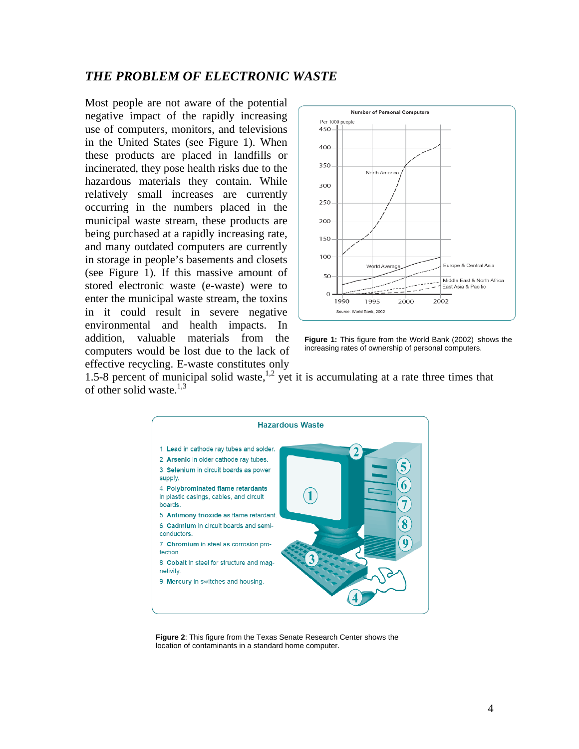## *THE PROBLEM OF ELECTRONIC WASTE*

Most people are not aware of the potential negative impact of the rapidly increasing use of computers, monitors, and televisions in the United States (see Figure 1). When these products are placed in landfills or incinerated, they pose health risks due to the hazardous materials they contain. While relatively small increases are currently occurring in the numbers placed in the municipal waste stream, these products are being purchased at a rapidly increasing rate, and many outdated computers are currently in storage in people's basements and closets (see Figure 1). If this massive amount of stored electronic waste (e-waste) were to enter the municipal waste stream, the toxins in it could result in severe negative environmental and health impacts. In addition, valuable materials from the computers would be lost due to the lack of effective recycling. E-waste constitutes only 1.5-8 percent of municipal solid waste,[1,2] yet it is accumulating at a rate three times that of other solid waste.[1,3]

**Figure 1:** This figure from the World Bank (2002) shows the increasing rates of ownership of personal computers.

**Figure 2**: This figure from the Texas Senate Research Center shows the location of contaminants in a standard home computer.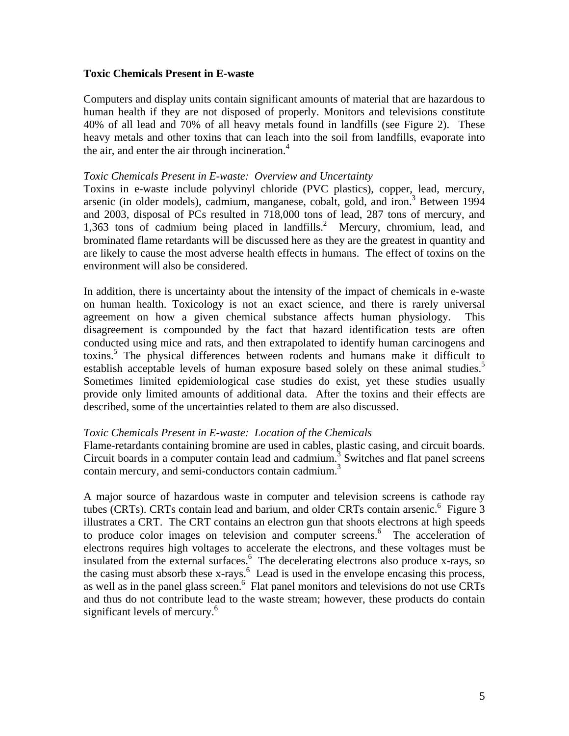**Toxic Chemicals Present in E-waste**

Computers and display units contain significant amounts of material that are hazardous to human health if they are not disposed of properly. Monitors and televisions constitute 40% of all lead and 70% of all heavy metals found in landfills (see Figure 2). These heavy metals and other toxins that can leach into the soil from landfills, evaporate into the air, and enter the air through incineration.[4]

*Toxic Chemicals Present in E-waste: Overview and Uncertainty*

Toxins in e-waste include polyvinyl chloride (PVC plastics), copper, lead, mercury, arsenic (in older models), cadmium, manganese, cobalt, gold, and iron.[3] Between 1994 and 2003, disposal of PCs resulted in 718,000 tons of lead, 287 tons of mercury, and 1,363 tons of cadmium being placed in landfills.[2] Mercury, chromium, lead, and brominated flame retardants will be discussed here as they are the greatest in quantity and are likely to cause the most adverse health effects in humans. The effect of toxins on the environment will also be considered.

In addition, there is uncertainty about the intensity of the impact of chemicals in e-waste on human health. Toxicology is not an exact science, and there is rarely universal agreement on how a given chemical substance affects human physiology. This disagreement is compounded by the fact that hazard identification tests are often conducted using mice and rats, and then extrapolated to identify human carcinogens and toxins.[5] The physical differences between rodents and humans make it difficult to establish acceptable levels of human exposure based solely on these animal studies.[5] Sometimes limited epidemiological case studies do exist, yet these studies usually provide only limited amounts of additional data. After the toxins and their effects are described, some of the uncertainties related to them are also discussed.

*Toxic Chemicals Present in E-waste: Location of the Chemicals*

Flame-retardants containing bromine are used in cables, plastic casing, and circuit boards. Circuit boards in a computer contain lead and cadmium.[3] Switches and flat panel screens contain mercury, and semi-conductors contain cadmium.[3]

A major source of hazardous waste in computer and television screens is cathode ray tubes (CRTs). CRTs contain lead and barium, and older CRTs contain arsenic.[6] Figure 3 illustrates a CRT. The CRT contains an electron gun that shoots electrons at high speeds to produce color images on television and computer screens.[6] The acceleration of electrons requires high voltages to accelerate the electrons, and these voltages must be insulated from the external surfaces.[6] The decelerating electrons also produce x-rays, so the casing must absorb these x-rays.[6] Lead is used in the envelope encasing this process, as well as in the panel glass screen.[6] Flat panel monitors and televisions do not use CRTs and thus do not contribute lead to the waste stream; however, these products do contain significant levels of mercury.[6]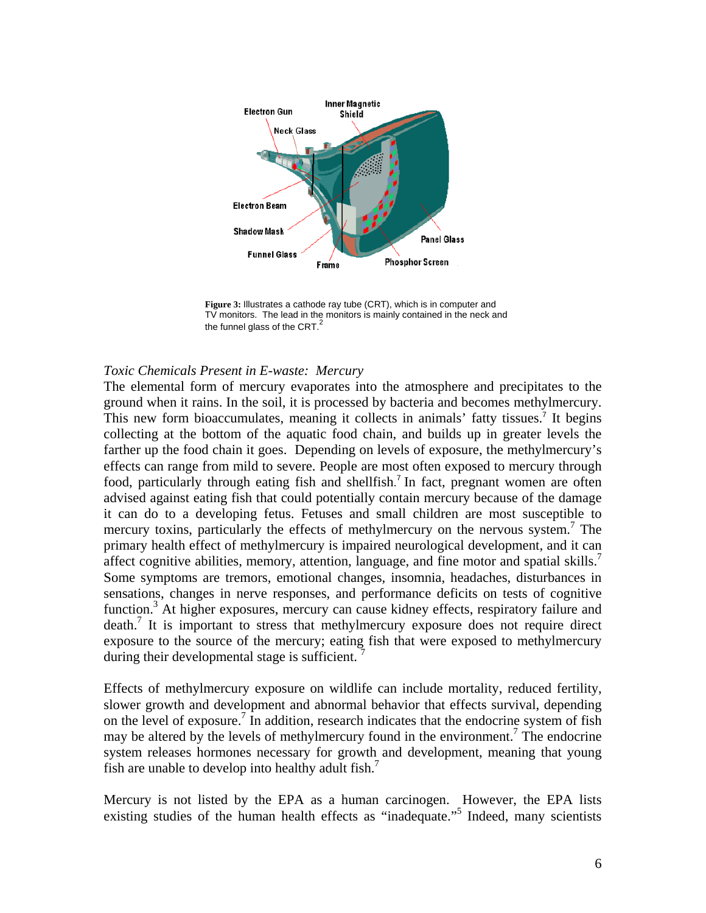**Figure 3:** Illustrates a cathode ray tube (CRT), which is in computer and TV monitors. The lead in the monitors is mainly contained in the neck and the funnel glass of the CRT.[2]

*Toxic Chemicals Present in E-waste: Mercury*

The elemental form of mercury evaporates into the atmosphere and precipitates to the ground when it rains. In the soil, it is processed by bacteria and becomes methylmercury. This new form bioaccumulates, meaning it collects in animals' fatty tissues.[7] It begins collecting at the bottom of the aquatic food chain, and builds up in greater levels the farther up the food chain it goes. Depending on levels of exposure, the methylmercury's effects can range from mild to severe. People are most often exposed to mercury through food, particularly through eating fish and shellfish.[7] In fact, pregnant women are often advised against eating fish that could potentially contain mercury because of the damage it can do to a developing fetus. Fetuses and small children are most susceptible to mercury toxins, particularly the effects of methylmercury on the nervous system.[7] The primary health effect of methylmercury is impaired neurological development, and it can affect cognitive abilities, memory, attention, language, and fine motor and spatial skills.[7] Some symptoms are tremors, emotional changes, insomnia, headaches, disturbances in sensations, changes in nerve responses, and performance deficits on tests of cognitive function.[3] At higher exposures, mercury can cause kidney effects, respiratory failure and death.[7] It is important to stress that methylmercury exposure does not require direct exposure to the source of the mercury; eating fish that were exposed to methylmercury during their developmental stage is sufficient.[7]

Effects of methylmercury exposure on wildlife can include mortality, reduced fertility, slower growth and development and abnormal behavior that effects survival, depending on the level of exposure.[7] In addition, research indicates that the endocrine system of fish may be altered by the levels of methylmercury found in the environment.[7] The endocrine system releases hormones necessary for growth and development, meaning that young fish are unable to develop into healthy adult fish.[7]

Mercury is not listed by the EPA as a human carcinogen. However, the EPA lists existing studies of the human health effects as "inadequate."[5] Indeed, many scientists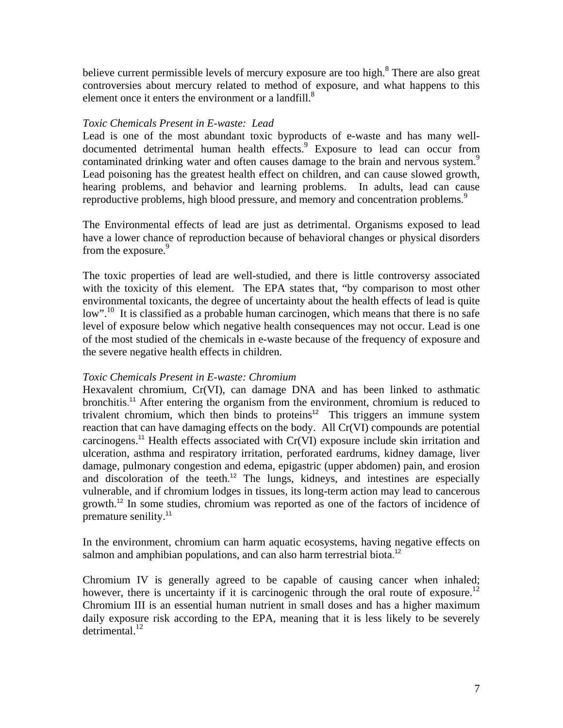believe current permissible levels of mercury exposure are too high.[8] There are also great controversies about mercury related to method of exposure, and what happens to this element once it enters the environment or a landfill.[8]

*Toxic Chemicals Present in E-waste: Lead*

Lead is one of the most abundant toxic byproducts of e-waste and has many well-documented detrimental human health effects.[9] Exposure to lead can occur from contaminated drinking water and often causes damage to the brain and nervous system.[9] Lead poisoning has the greatest health effect on children, and can cause slowed growth, hearing problems, and behavior and learning problems. In adults, lead can cause reproductive problems, high blood pressure, and memory and concentration problems.[9]

The Environmental effects of lead are just as detrimental. Organisms exposed to lead have a lower chance of reproduction because of behavioral changes or physical disorders from the exposure.[9]

The toxic properties of lead are well-studied, and there is little controversy associated with the toxicity of this element. The EPA states that, "by comparison to most other environmental toxicants, the degree of uncertainty about the health effects of lead is quite low".[10] It is classified as a probable human carcinogen, which means that there is no safe level of exposure below which negative health consequences may not occur. Lead is one of the most studied of the chemicals in e-waste because of the frequency of exposure and the severe negative health effects in children.

*Toxic Chemicals Present in E-waste: Chromium*

Hexavalent chromium, Cr(VI), can damage DNA and has been linked to asthmatic bronchitis.[11] After entering the organism from the environment, chromium is reduced to trivalent chromium, which then binds to proteins[12] This triggers an immune system reaction that can have damaging effects on the body. All Cr(VI) compounds are potential carcinogens.[11] Health effects associated with Cr(VI) exposure include skin irritation and ulceration, asthma and respiratory irritation, perforated eardrums, kidney damage, liver damage, pulmonary congestion and edema, epigastric (upper abdomen) pain, and erosion and discoloration of the teeth.[12] The lungs, kidneys, and intestines are especially vulnerable, and if chromium lodges in tissues, its long-term action may lead to cancerous growth.[12] In some studies, chromium was reported as one of the factors of incidence of premature senility.[11]

In the environment, chromium can harm aquatic ecosystems, having negative effects on salmon and amphibian populations, and can also harm terrestrial biota.[12]

Chromium IV is generally agreed to be capable of causing cancer when inhaled; however, there is uncertainty if it is carcinogenic through the oral route of exposure.[12] Chromium III is an essential human nutrient in small doses and has a higher maximum daily exposure risk according to the EPA, meaning that it is less likely to be severely detrimental.[12]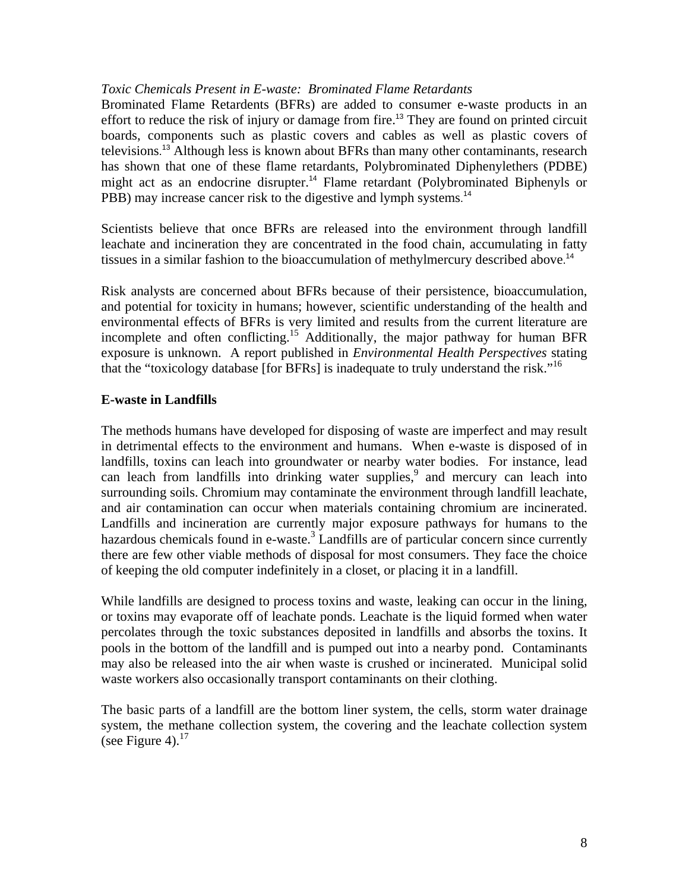*Toxic Chemicals Present in E-waste: Brominated Flame Retardants*

Brominated Flame Retardents (BFRs) are added to consumer e-waste products in an effort to reduce the risk of injury or damage from fire.[13] They are found on printed circuit boards, components such as plastic covers and cables as well as plastic covers of televisions.[13] Although less is known about BFRs than many other contaminants, research has shown that one of these flame retardants, Polybrominated Diphenylethers (PDBE) might act as an endocrine disrupter.[14] Flame retardant (Polybrominated Biphenyls or PBB) may increase cancer risk to the digestive and lymph systems.[14]

Scientists believe that once BFRs are released into the environment through landfill leachate and incineration they are concentrated in the food chain, accumulating in fatty tissues in a similar fashion to the bioaccumulation of methylmercury described above.[14]

Risk analysts are concerned about BFRs because of their persistence, bioaccumulation, and potential for toxicity in humans; however, scientific understanding of the health and environmental effects of BFRs is very limited and results from the current literature are incomplete and often conflicting.[15] Additionally, the major pathway for human BFR exposure is unknown. A report published in *Environmental Health Perspectives* stating that the "toxicology database [for BFRs] is inadequate to truly understand the risk."[16]

**E-waste in Landfills**

The methods humans have developed for disposing of waste are imperfect and may result in detrimental effects to the environment and humans. When e-waste is disposed of in landfills, toxins can leach into groundwater or nearby water bodies. For instance, lead can leach from landfills into drinking water supplies,[9] and mercury can leach into surrounding soils. Chromium may contaminate the environment through landfill leachate, and air contamination can occur when materials containing chromium are incinerated. Landfills and incineration are currently major exposure pathways for humans to the hazardous chemicals found in e-waste.[3] Landfills are of particular concern since currently there are few other viable methods of disposal for most consumers. They face the choice of keeping the old computer indefinitely in a closet, or placing it in a landfill.

While landfills are designed to process toxins and waste, leaking can occur in the lining, or toxins may evaporate off of leachate ponds. Leachate is the liquid formed when water percolates through the toxic substances deposited in landfills and absorbs the toxins. It pools in the bottom of the landfill and is pumped out into a nearby pond. Contaminants may also be released into the air when waste is crushed or incinerated. Municipal solid waste workers also occasionally transport contaminants on their clothing.

The basic parts of a landfill are the bottom liner system, the cells, storm water drainage system, the methane collection system, the covering and the leachate collection system (see Figure 4).[17]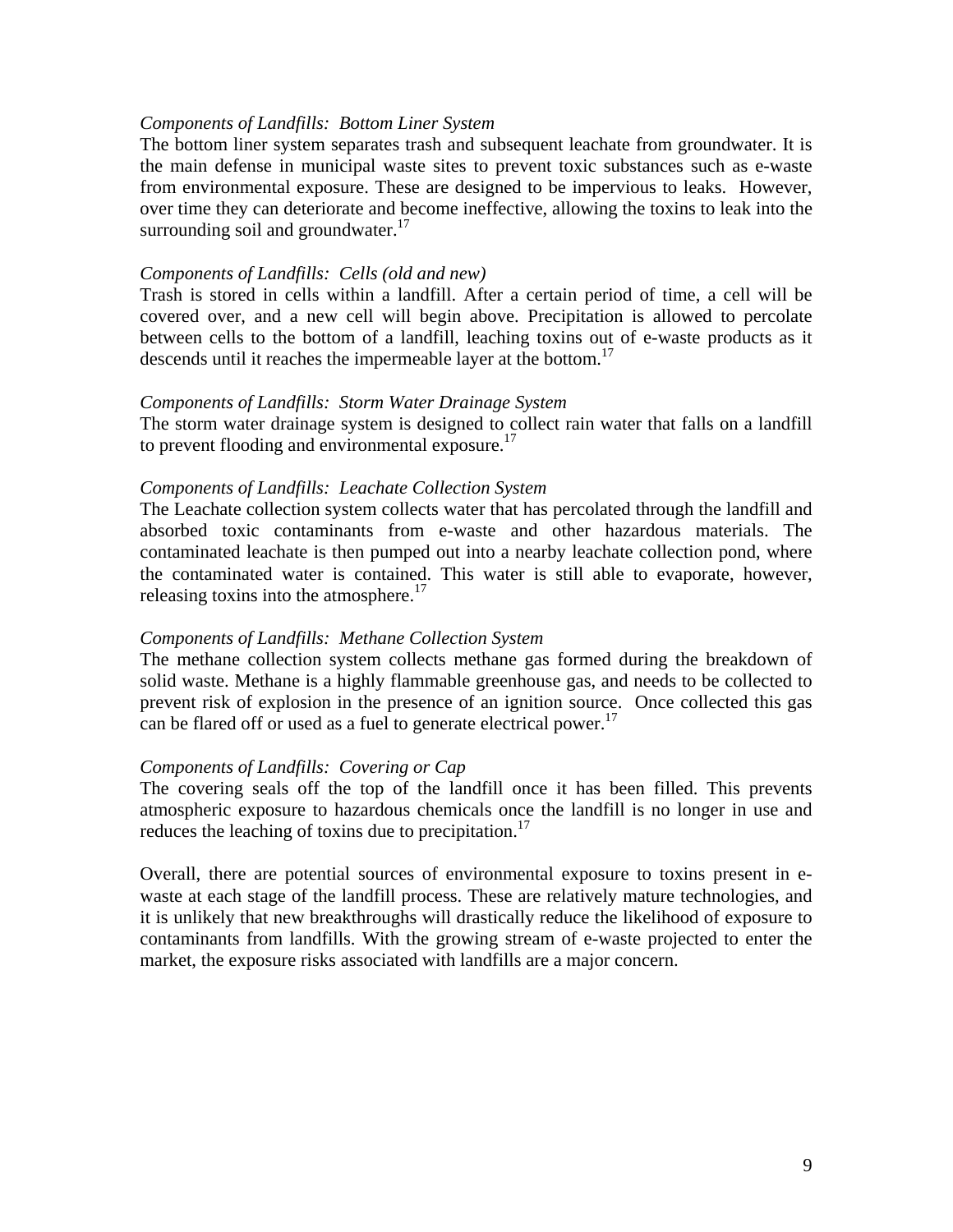*Components of Landfills: Bottom Liner System*

The bottom liner system separates trash and subsequent leachate from groundwater. It is the main defense in municipal waste sites to prevent toxic substances such as e-waste from environmental exposure. These are designed to be impervious to leaks. However, over time they can deteriorate and become ineffective, allowing the toxins to leak into the surrounding soil and groundwater.[17]

*Components of Landfills: Cells (old and new)*

Trash is stored in cells within a landfill. After a certain period of time, a cell will be covered over, and a new cell will begin above. Precipitation is allowed to percolate between cells to the bottom of a landfill, leaching toxins out of e-waste products as it descends until it reaches the impermeable layer at the bottom.[17]

*Components of Landfills: Storm Water Drainage System*

The storm water drainage system is designed to collect rain water that falls on a landfill to prevent flooding and environmental exposure.[17]

*Components of Landfills: Leachate Collection System*

The Leachate collection system collects water that has percolated through the landfill and absorbed toxic contaminants from e-waste and other hazardous materials. The contaminated leachate is then pumped out into a nearby leachate collection pond, where the contaminated water is contained. This water is still able to evaporate, however, releasing toxins into the atmosphere.[17]

*Components of Landfills: Methane Collection System*

The methane collection system collects methane gas formed during the breakdown of solid waste. Methane is a highly flammable greenhouse gas, and needs to be collected to prevent risk of explosion in the presence of an ignition source. Once collected this gas can be flared off or used as a fuel to generate electrical power.[17]

*Components of Landfills: Covering or Cap*

The covering seals off the top of the landfill once it has been filled. This prevents atmospheric exposure to hazardous chemicals once the landfill is no longer in use and reduces the leaching of toxins due to precipitation.[17]

Overall, there are potential sources of environmental exposure to toxins present in e-waste at each stage of the landfill process. These are relatively mature technologies, and it is unlikely that new breakthroughs will drastically reduce the likelihood of exposure to contaminants from landfills. With the growing stream of e-waste projected to enter the market, the exposure risks associated with landfills are a major concern.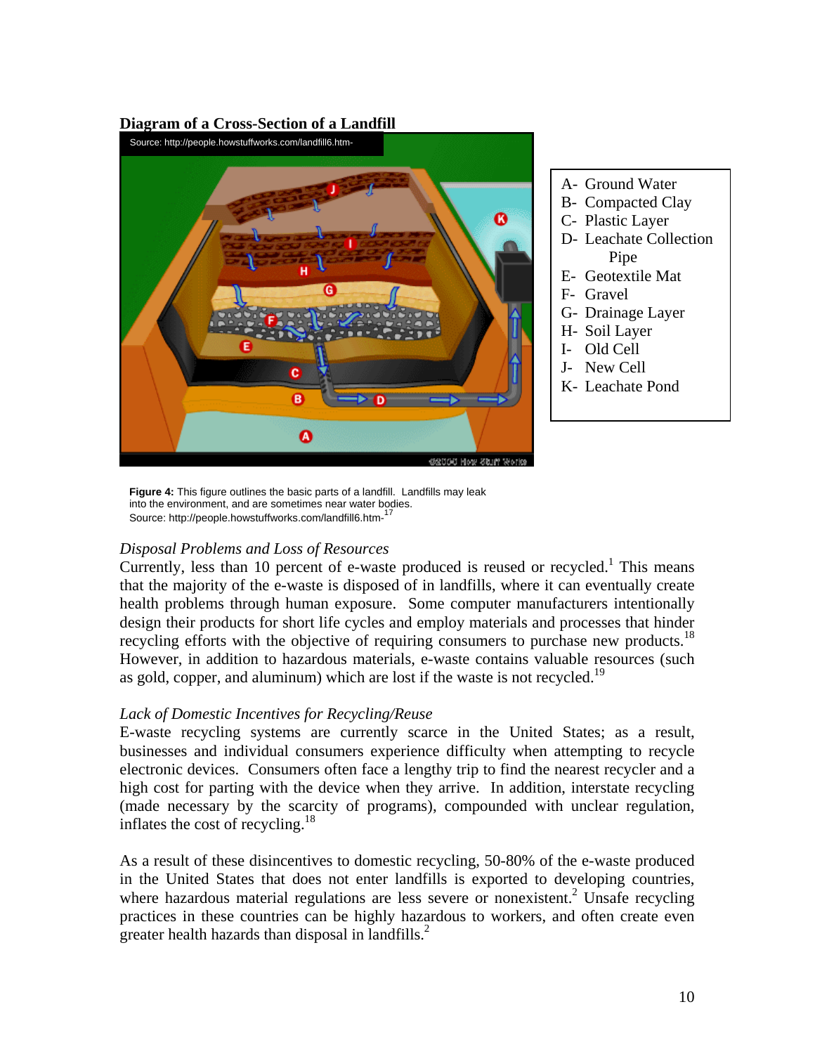**Diagram of a Cross-Section of a Landfill**

A- Ground Water
B- Compacted Clay
C- Plastic Layer
D- Leachate Collection Pipe
E- Geotextile Mat
F- Gravel
G- Drainage Layer
H- Soil Layer
I- Old Cell
J- New Cell
K- Leachate Pond

**Figure 4:** This figure outlines the basic parts of a landfill. Landfills may leak into the environment, and are sometimes near water bodies.
Source: http://people.howstuffworks.com/landfill6.htm-[17]

*Disposal Problems and Loss of Resources*

Currently, less than 10 percent of e-waste produced is reused or recycled.[1] This means that the majority of the e-waste is disposed of in landfills, where it can eventually create health problems through human exposure. Some computer manufacturers intentionally design their products for short life cycles and employ materials and processes that hinder recycling efforts with the objective of requiring consumers to purchase new products.[18] However, in addition to hazardous materials, e-waste contains valuable resources (such as gold, copper, and aluminum) which are lost if the waste is not recycled.[19]

*Lack of Domestic Incentives for Recycling/Reuse*

E-waste recycling systems are currently scarce in the United States; as a result, businesses and individual consumers experience difficulty when attempting to recycle electronic devices. Consumers often face a lengthy trip to find the nearest recycler and a high cost for parting with the device when they arrive. In addition, interstate recycling (made necessary by the scarcity of programs), compounded with unclear regulation, inflates the cost of recycling.[18]

As a result of these disincentives to domestic recycling, 50-80% of the e-waste produced in the United States that does not enter landfills is exported to developing countries, where hazardous material regulations are less severe or nonexistent.[2] Unsafe recycling practices in these countries can be highly hazardous to workers, and often create even greater health hazards than disposal in landfills.[2]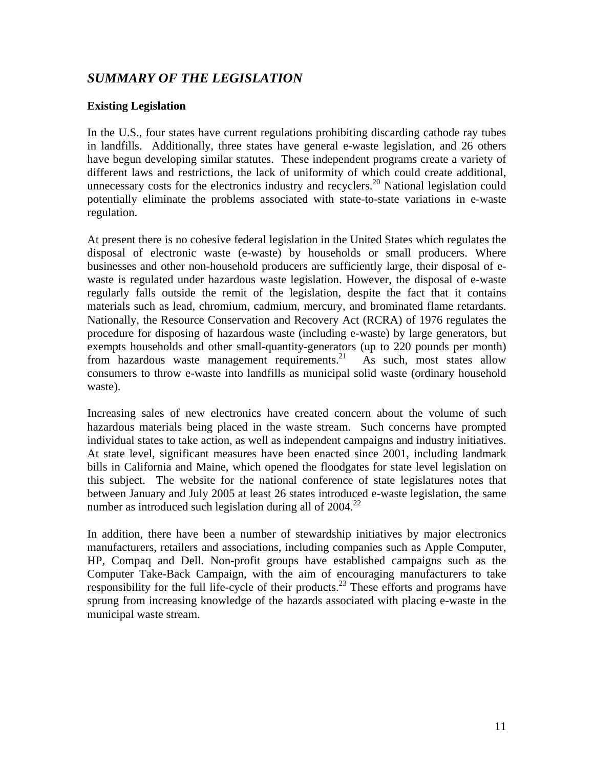## *SUMMARY OF THE LEGISLATION*

### Existing Legislation

In the U.S., four states have current regulations prohibiting discarding cathode ray tubes in landfills. Additionally, three states have general e-waste legislation, and 26 others have begun developing similar statutes. These independent programs create a variety of different laws and restrictions, the lack of uniformity of which could create additional, unnecessary costs for the electronics industry and recyclers.[20] National legislation could potentially eliminate the problems associated with state-to-state variations in e-waste regulation.

At present there is no cohesive federal legislation in the United States which regulates the disposal of electronic waste (e-waste) by households or small producers. Where businesses and other non-household producers are sufficiently large, their disposal of e-waste is regulated under hazardous waste legislation. However, the disposal of e-waste regularly falls outside the remit of the legislation, despite the fact that it contains materials such as lead, chromium, cadmium, mercury, and brominated flame retardants. Nationally, the Resource Conservation and Recovery Act (RCRA) of 1976 regulates the procedure for disposing of hazardous waste (including e-waste) by large generators, but exempts households and other small-quantity-generators (up to 220 pounds per month) from hazardous waste management requirements.[21] As such, most states allow consumers to throw e-waste into landfills as municipal solid waste (ordinary household waste).

Increasing sales of new electronics have created concern about the volume of such hazardous materials being placed in the waste stream. Such concerns have prompted individual states to take action, as well as independent campaigns and industry initiatives. At state level, significant measures have been enacted since 2001, including landmark bills in California and Maine, which opened the floodgates for state level legislation on this subject. The website for the national conference of state legislatures notes that between January and July 2005 at least 26 states introduced e-waste legislation, the same number as introduced such legislation during all of 2004.[22]

In addition, there have been a number of stewardship initiatives by major electronics manufacturers, retailers and associations, including companies such as Apple Computer, HP, Compaq and Dell. Non-profit groups have established campaigns such as the Computer Take-Back Campaign, with the aim of encouraging manufacturers to take responsibility for the full life-cycle of their products.[23] These efforts and programs have sprung from increasing knowledge of the hazards associated with placing e-waste in the municipal waste stream.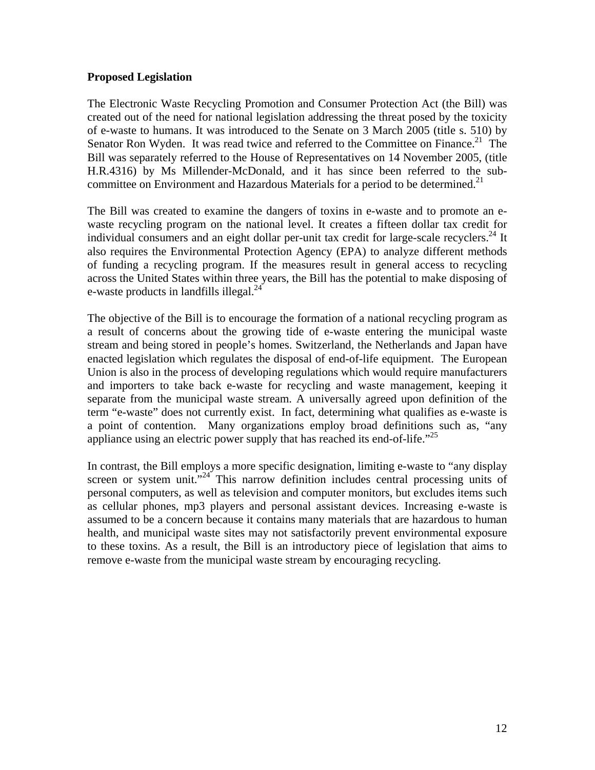**Proposed Legislation**

The Electronic Waste Recycling Promotion and Consumer Protection Act (the Bill) was created out of the need for national legislation addressing the threat posed by the toxicity of e-waste to humans. It was introduced to the Senate on 3 March 2005 (title s. 510) by Senator Ron Wyden. It was read twice and referred to the Committee on Finance.[21] The Bill was separately referred to the House of Representatives on 14 November 2005, (title H.R.4316) by Ms Millender-McDonald, and it has since been referred to the sub-committee on Environment and Hazardous Materials for a period to be determined.[21]

The Bill was created to examine the dangers of toxins in e-waste and to promote an e-waste recycling program on the national level. It creates a fifteen dollar tax credit for individual consumers and an eight dollar per-unit tax credit for large-scale recyclers.[24] It also requires the Environmental Protection Agency (EPA) to analyze different methods of funding a recycling program. If the measures result in general access to recycling across the United States within three years, the Bill has the potential to make disposing of e-waste products in landfills illegal.[24]

The objective of the Bill is to encourage the formation of a national recycling program as a result of concerns about the growing tide of e-waste entering the municipal waste stream and being stored in people's homes. Switzerland, the Netherlands and Japan have enacted legislation which regulates the disposal of end-of-life equipment. The European Union is also in the process of developing regulations which would require manufacturers and importers to take back e-waste for recycling and waste management, keeping it separate from the municipal waste stream. A universally agreed upon definition of the term "e-waste" does not currently exist. In fact, determining what qualifies as e-waste is a point of contention. Many organizations employ broad definitions such as, "any appliance using an electric power supply that has reached its end-of-life."[25]

In contrast, the Bill employs a more specific designation, limiting e-waste to "any display screen or system unit."[24] This narrow definition includes central processing units of personal computers, as well as television and computer monitors, but excludes items such as cellular phones, mp3 players and personal assistant devices. Increasing e-waste is assumed to be a concern because it contains many materials that are hazardous to human health, and municipal waste sites may not satisfactorily prevent environmental exposure to these toxins. As a result, the Bill is an introductory piece of legislation that aims to remove e-waste from the municipal waste stream by encouraging recycling.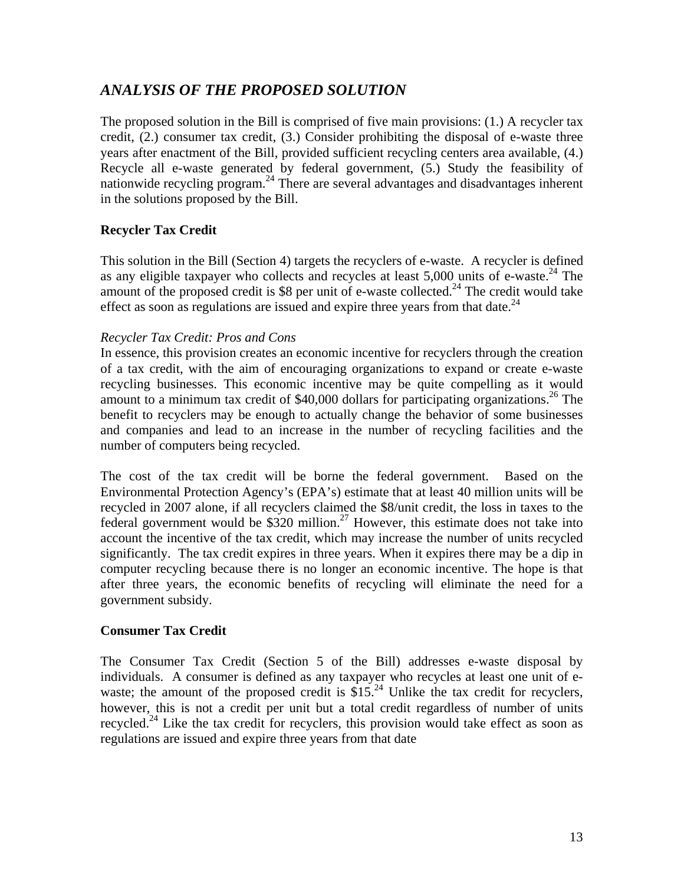## *ANALYSIS OF THE PROPOSED SOLUTION*

The proposed solution in the Bill is comprised of five main provisions: (1.) A recycler tax credit, (2.) consumer tax credit, (3.) Consider prohibiting the disposal of e-waste three years after enactment of the Bill, provided sufficient recycling centers area available, (4.) Recycle all e-waste generated by federal government, (5.) Study the feasibility of nationwide recycling program.[24] There are several advantages and disadvantages inherent in the solutions proposed by the Bill.

### Recycler Tax Credit

This solution in the Bill (Section 4) targets the recyclers of e-waste. A recycler is defined as any eligible taxpayer who collects and recycles at least 5,000 units of e-waste.[24] The amount of the proposed credit is $8 per unit of e-waste collected.[24] The credit would take effect as soon as regulations are issued and expire three years from that date.[24]

*Recycler Tax Credit: Pros and Cons*

In essence, this provision creates an economic incentive for recyclers through the creation of a tax credit, with the aim of encouraging organizations to expand or create e-waste recycling businesses. This economic incentive may be quite compelling as it would amount to a minimum tax credit of $40,000 dollars for participating organizations.[26] The benefit to recyclers may be enough to actually change the behavior of some businesses and companies and lead to an increase in the number of recycling facilities and the number of computers being recycled.

The cost of the tax credit will be borne the federal government. Based on the Environmental Protection Agency's (EPA's) estimate that at least 40 million units will be recycled in 2007 alone, if all recyclers claimed the $8/unit credit, the loss in taxes to the federal government would be $320 million.[27] However, this estimate does not take into account the incentive of the tax credit, which may increase the number of units recycled significantly. The tax credit expires in three years. When it expires there may be a dip in computer recycling because there is no longer an economic incentive. The hope is that after three years, the economic benefits of recycling will eliminate the need for a government subsidy.

### Consumer Tax Credit

The Consumer Tax Credit (Section 5 of the Bill) addresses e-waste disposal by individuals. A consumer is defined as any taxpayer who recycles at least one unit of e-waste; the amount of the proposed credit is $15.[24] Unlike the tax credit for recyclers, however, this is not a credit per unit but a total credit regardless of number of units recycled.[24] Like the tax credit for recyclers, this provision would take effect as soon as regulations are issued and expire three years from that date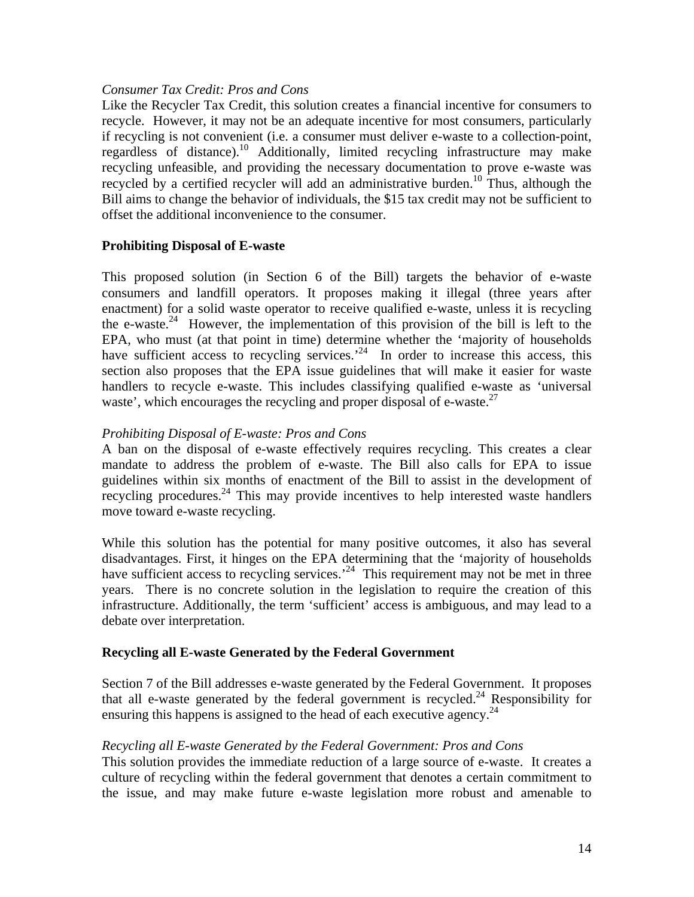*Consumer Tax Credit: Pros and Cons*

Like the Recycler Tax Credit, this solution creates a financial incentive for consumers to recycle. However, it may not be an adequate incentive for most consumers, particularly if recycling is not convenient (i.e. a consumer must deliver e-waste to a collection-point, regardless of distance).[10] Additionally, limited recycling infrastructure may make recycling unfeasible, and providing the necessary documentation to prove e-waste was recycled by a certified recycler will add an administrative burden.[10] Thus, although the Bill aims to change the behavior of individuals, the $15 tax credit may not be sufficient to offset the additional inconvenience to the consumer.

**Prohibiting Disposal of E-waste**

This proposed solution (in Section 6 of the Bill) targets the behavior of e-waste consumers and landfill operators. It proposes making it illegal (three years after enactment) for a solid waste operator to receive qualified e-waste, unless it is recycling the e-waste.[24] However, the implementation of this provision of the bill is left to the EPA, who must (at that point in time) determine whether the 'majority of households have sufficient access to recycling services.'[24] In order to increase this access, this section also proposes that the EPA issue guidelines that will make it easier for waste handlers to recycle e-waste. This includes classifying qualified e-waste as 'universal waste', which encourages the recycling and proper disposal of e-waste.[27]

*Prohibiting Disposal of E-waste: Pros and Cons*

A ban on the disposal of e-waste effectively requires recycling. This creates a clear mandate to address the problem of e-waste. The Bill also calls for EPA to issue guidelines within six months of enactment of the Bill to assist in the development of recycling procedures.[24] This may provide incentives to help interested waste handlers move toward e-waste recycling.

While this solution has the potential for many positive outcomes, it also has several disadvantages. First, it hinges on the EPA determining that the 'majority of households have sufficient access to recycling services.'[24] This requirement may not be met in three years. There is no concrete solution in the legislation to require the creation of this infrastructure. Additionally, the term 'sufficient' access is ambiguous, and may lead to a debate over interpretation.

**Recycling all E-waste Generated by the Federal Government**

Section 7 of the Bill addresses e-waste generated by the Federal Government. It proposes that all e-waste generated by the federal government is recycled.[24] Responsibility for ensuring this happens is assigned to the head of each executive agency.[24]

*Recycling all E-waste Generated by the Federal Government: Pros and Cons*

This solution provides the immediate reduction of a large source of e-waste. It creates a culture of recycling within the federal government that denotes a certain commitment to the issue, and may make future e-waste legislation more robust and amenable to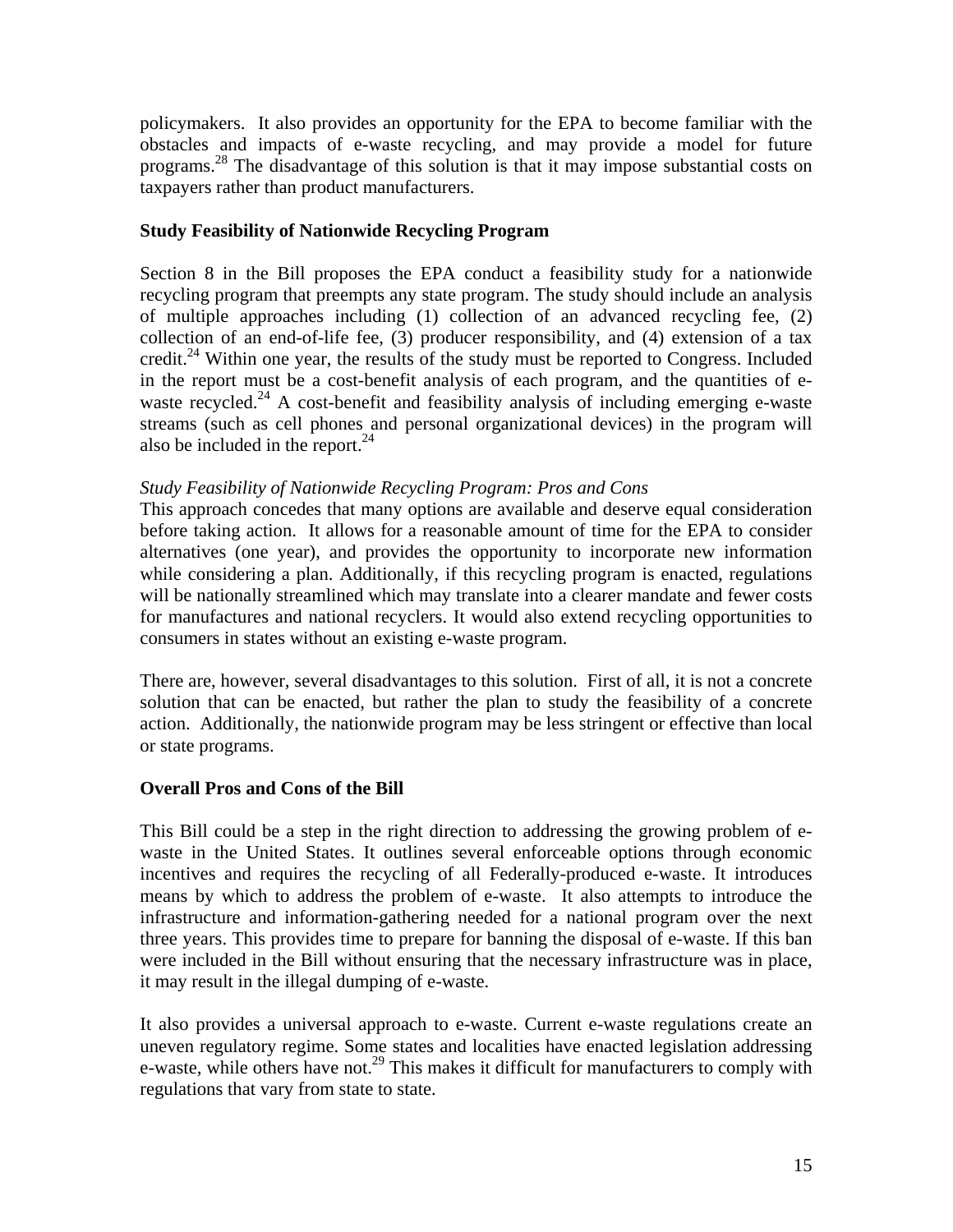policymakers. It also provides an opportunity for the EPA to become familiar with the obstacles and impacts of e-waste recycling, and may provide a model for future programs.[28] The disadvantage of this solution is that it may impose substantial costs on taxpayers rather than product manufacturers.

**Study Feasibility of Nationwide Recycling Program**

Section 8 in the Bill proposes the EPA conduct a feasibility study for a nationwide recycling program that preempts any state program. The study should include an analysis of multiple approaches including (1) collection of an advanced recycling fee, (2) collection of an end-of-life fee, (3) producer responsibility, and (4) extension of a tax credit.[24] Within one year, the results of the study must be reported to Congress. Included in the report must be a cost-benefit analysis of each program, and the quantities of e-waste recycled.[24] A cost-benefit and feasibility analysis of including emerging e-waste streams (such as cell phones and personal organizational devices) in the program will also be included in the report.[24]

*Study Feasibility of Nationwide Recycling Program: Pros and Cons*

This approach concedes that many options are available and deserve equal consideration before taking action. It allows for a reasonable amount of time for the EPA to consider alternatives (one year), and provides the opportunity to incorporate new information while considering a plan. Additionally, if this recycling program is enacted, regulations will be nationally streamlined which may translate into a clearer mandate and fewer costs for manufactures and national recyclers. It would also extend recycling opportunities to consumers in states without an existing e-waste program.

There are, however, several disadvantages to this solution. First of all, it is not a concrete solution that can be enacted, but rather the plan to study the feasibility of a concrete action. Additionally, the nationwide program may be less stringent or effective than local or state programs.

**Overall Pros and Cons of the Bill**

This Bill could be a step in the right direction to addressing the growing problem of e-waste in the United States. It outlines several enforceable options through economic incentives and requires the recycling of all Federally-produced e-waste. It introduces means by which to address the problem of e-waste. It also attempts to introduce the infrastructure and information-gathering needed for a national program over the next three years. This provides time to prepare for banning the disposal of e-waste. If this ban were included in the Bill without ensuring that the necessary infrastructure was in place, it may result in the illegal dumping of e-waste.

It also provides a universal approach to e-waste. Current e-waste regulations create an uneven regulatory regime. Some states and localities have enacted legislation addressing e-waste, while others have not.[29] This makes it difficult for manufacturers to comply with regulations that vary from state to state.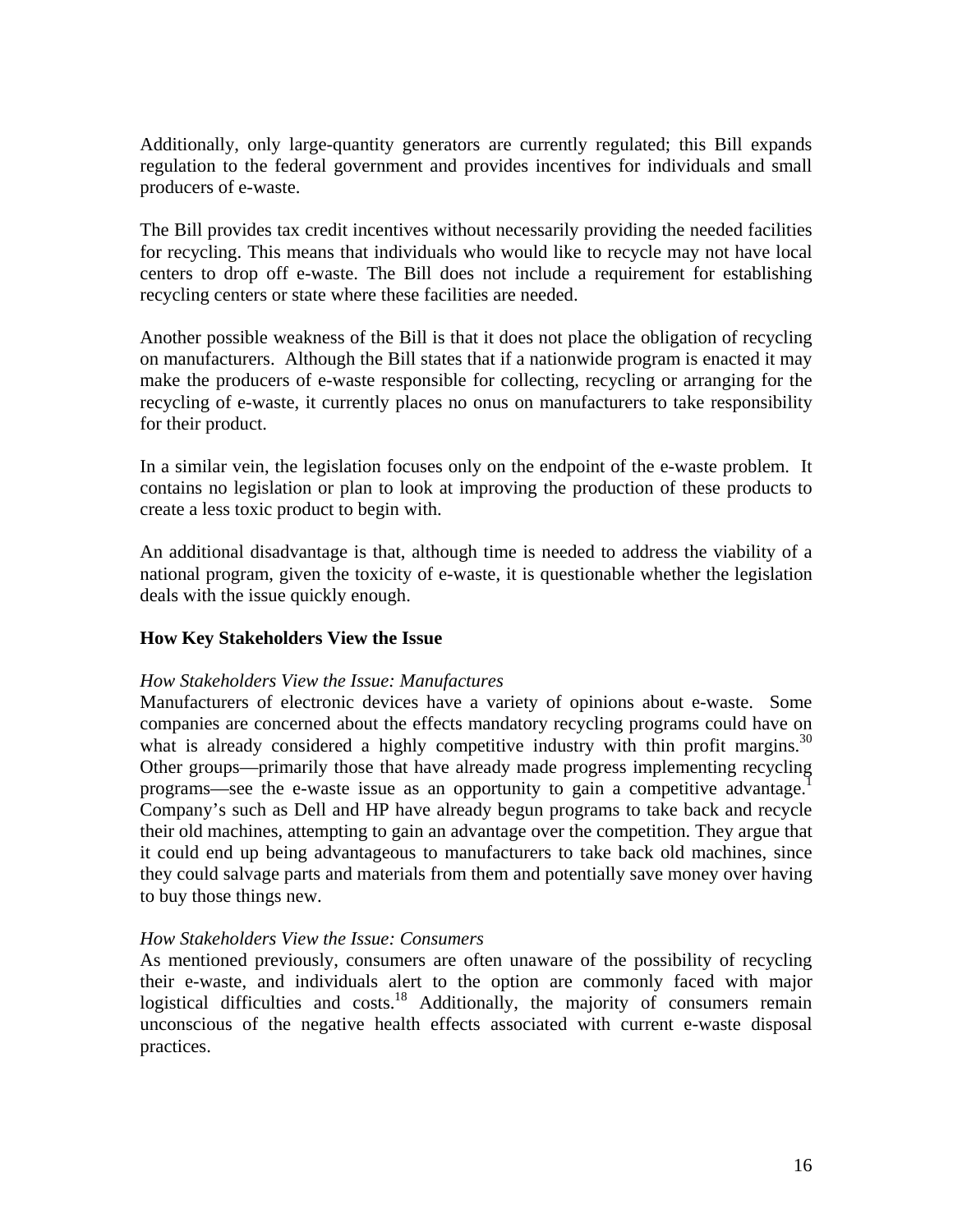Additionally, only large-quantity generators are currently regulated; this Bill expands regulation to the federal government and provides incentives for individuals and small producers of e-waste.

The Bill provides tax credit incentives without necessarily providing the needed facilities for recycling. This means that individuals who would like to recycle may not have local centers to drop off e-waste. The Bill does not include a requirement for establishing recycling centers or state where these facilities are needed.

Another possible weakness of the Bill is that it does not place the obligation of recycling on manufacturers. Although the Bill states that if a nationwide program is enacted it may make the producers of e-waste responsible for collecting, recycling or arranging for the recycling of e-waste, it currently places no onus on manufacturers to take responsibility for their product.

In a similar vein, the legislation focuses only on the endpoint of the e-waste problem. It contains no legislation or plan to look at improving the production of these products to create a less toxic product to begin with.

An additional disadvantage is that, although time is needed to address the viability of a national program, given the toxicity of e-waste, it is questionable whether the legislation deals with the issue quickly enough.

## How Key Stakeholders View the Issue

*How Stakeholders View the Issue: Manufactures*

Manufacturers of electronic devices have a variety of opinions about e-waste. Some companies are concerned about the effects mandatory recycling programs could have on what is already considered a highly competitive industry with thin profit margins.[30] Other groups—primarily those that have already made progress implementing recycling programs—see the e-waste issue as an opportunity to gain a competitive advantage.[1] Company's such as Dell and HP have already begun programs to take back and recycle their old machines, attempting to gain an advantage over the competition. They argue that it could end up being advantageous to manufacturers to take back old machines, since they could salvage parts and materials from them and potentially save money over having to buy those things new.

*How Stakeholders View the Issue: Consumers*

As mentioned previously, consumers are often unaware of the possibility of recycling their e-waste, and individuals alert to the option are commonly faced with major logistical difficulties and costs.[18] Additionally, the majority of consumers remain unconscious of the negative health effects associated with current e-waste disposal practices.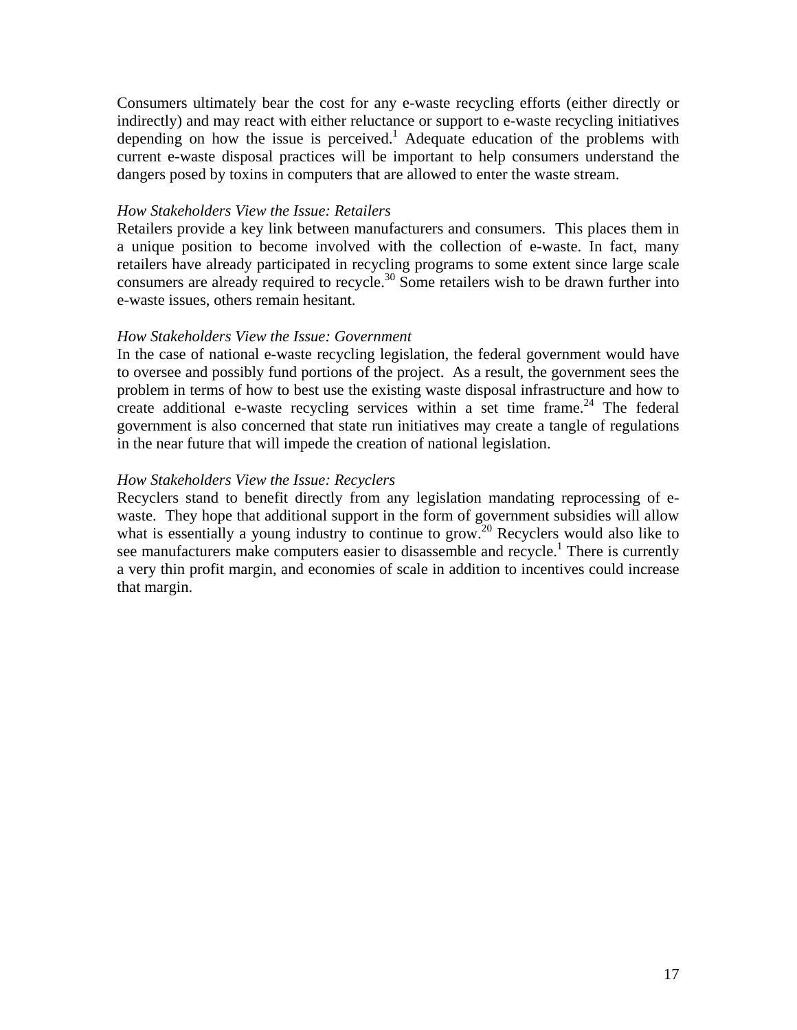Consumers ultimately bear the cost for any e-waste recycling efforts (either directly or indirectly) and may react with either reluctance or support to e-waste recycling initiatives depending on how the issue is perceived.[1] Adequate education of the problems with current e-waste disposal practices will be important to help consumers understand the dangers posed by toxins in computers that are allowed to enter the waste stream.

*How Stakeholders View the Issue: Retailers*

Retailers provide a key link between manufacturers and consumers. This places them in a unique position to become involved with the collection of e-waste. In fact, many retailers have already participated in recycling programs to some extent since large scale consumers are already required to recycle.[30] Some retailers wish to be drawn further into e-waste issues, others remain hesitant.

*How Stakeholders View the Issue: Government*

In the case of national e-waste recycling legislation, the federal government would have to oversee and possibly fund portions of the project. As a result, the government sees the problem in terms of how to best use the existing waste disposal infrastructure and how to create additional e-waste recycling services within a set time frame.[24] The federal government is also concerned that state run initiatives may create a tangle of regulations in the near future that will impede the creation of national legislation.

*How Stakeholders View the Issue: Recyclers*

Recyclers stand to benefit directly from any legislation mandating reprocessing of e-waste. They hope that additional support in the form of government subsidies will allow what is essentially a young industry to continue to grow.[20] Recyclers would also like to see manufacturers make computers easier to disassemble and recycle.[1] There is currently a very thin profit margin, and economies of scale in addition to incentives could increase that margin.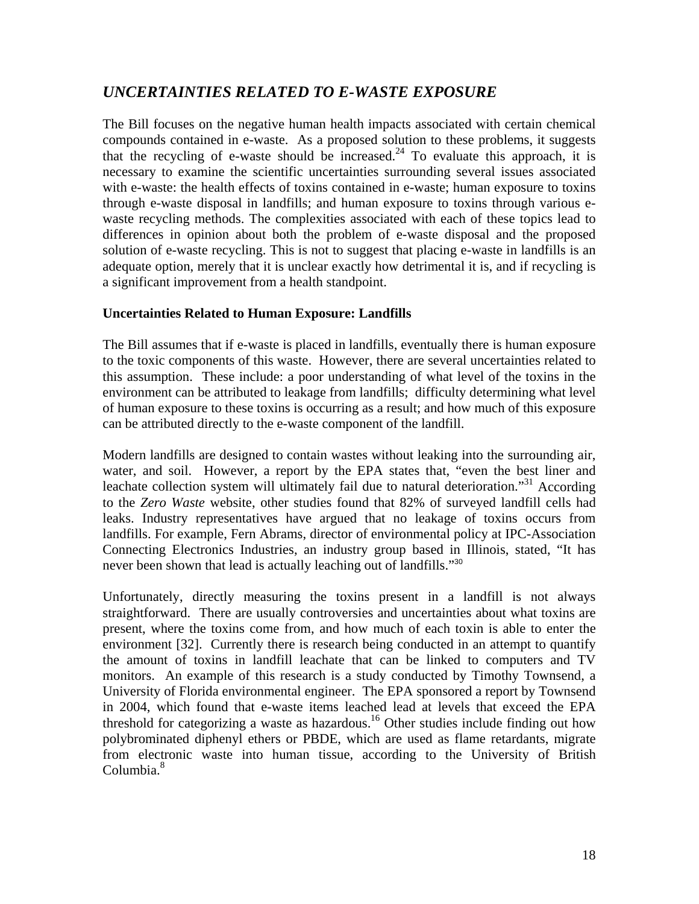## *UNCERTAINTIES RELATED TO E-WASTE EXPOSURE*

The Bill focuses on the negative human health impacts associated with certain chemical compounds contained in e-waste. As a proposed solution to these problems, it suggests that the recycling of e-waste should be increased.[24] To evaluate this approach, it is necessary to examine the scientific uncertainties surrounding several issues associated with e-waste: the health effects of toxins contained in e-waste; human exposure to toxins through e-waste disposal in landfills; and human exposure to toxins through various e-waste recycling methods. The complexities associated with each of these topics lead to differences in opinion about both the problem of e-waste disposal and the proposed solution of e-waste recycling. This is not to suggest that placing e-waste in landfills is an adequate option, merely that it is unclear exactly how detrimental it is, and if recycling is a significant improvement from a health standpoint.

**Uncertainties Related to Human Exposure: Landfills**

The Bill assumes that if e-waste is placed in landfills, eventually there is human exposure to the toxic components of this waste. However, there are several uncertainties related to this assumption. These include: a poor understanding of what level of the toxins in the environment can be attributed to leakage from landfills; difficulty determining what level of human exposure to these toxins is occurring as a result; and how much of this exposure can be attributed directly to the e-waste component of the landfill.

Modern landfills are designed to contain wastes without leaking into the surrounding air, water, and soil. However, a report by the EPA states that, "even the best liner and leachate collection system will ultimately fail due to natural deterioration."[31] According to the *Zero Waste* website, other studies found that 82% of surveyed landfill cells had leaks. Industry representatives have argued that no leakage of toxins occurs from landfills. For example, Fern Abrams, director of environmental policy at IPC-Association Connecting Electronics Industries, an industry group based in Illinois, stated, "It has never been shown that lead is actually leaching out of landfills."[30]

Unfortunately, directly measuring the toxins present in a landfill is not always straightforward. There are usually controversies and uncertainties about what toxins are present, where the toxins come from, and how much of each toxin is able to enter the environment [32]. Currently there is research being conducted in an attempt to quantify the amount of toxins in landfill leachate that can be linked to computers and TV monitors. An example of this research is a study conducted by Timothy Townsend, a University of Florida environmental engineer. The EPA sponsored a report by Townsend in 2004, which found that e-waste items leached lead at levels that exceed the EPA threshold for categorizing a waste as hazardous.[16] Other studies include finding out how polybrominated diphenyl ethers or PBDE, which are used as flame retardants, migrate from electronic waste into human tissue, according to the University of British Columbia.[8]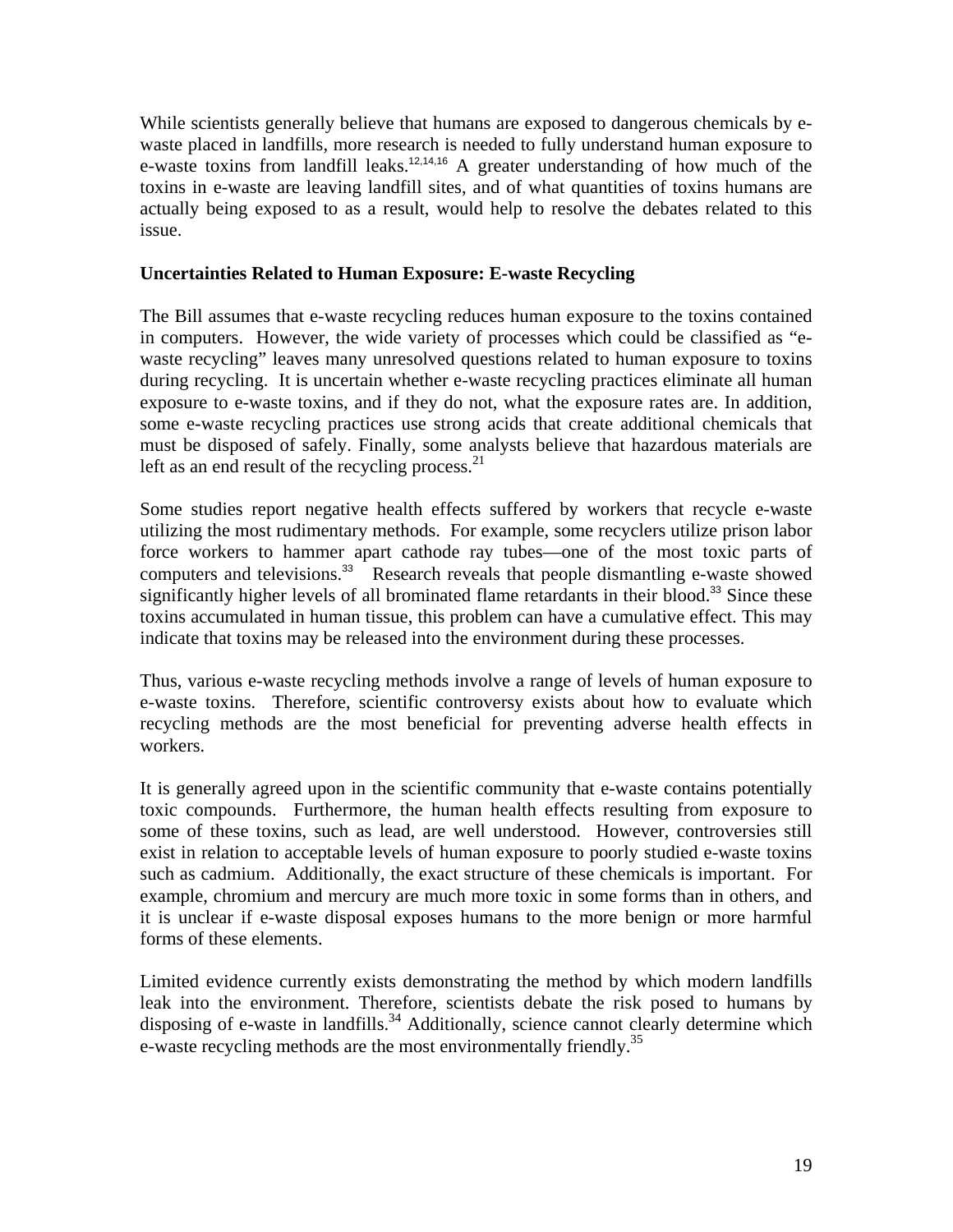While scientists generally believe that humans are exposed to dangerous chemicals by e-waste placed in landfills, more research is needed to fully understand human exposure to e-waste toxins from landfill leaks.[12,14,16] A greater understanding of how much of the toxins in e-waste are leaving landfill sites, and of what quantities of toxins humans are actually being exposed to as a result, would help to resolve the debates related to this issue.

**Uncertainties Related to Human Exposure: E-waste Recycling**

The Bill assumes that e-waste recycling reduces human exposure to the toxins contained in computers. However, the wide variety of processes which could be classified as "e-waste recycling" leaves many unresolved questions related to human exposure to toxins during recycling. It is uncertain whether e-waste recycling practices eliminate all human exposure to e-waste toxins, and if they do not, what the exposure rates are. In addition, some e-waste recycling practices use strong acids that create additional chemicals that must be disposed of safely. Finally, some analysts believe that hazardous materials are left as an end result of the recycling process.[21]

Some studies report negative health effects suffered by workers that recycle e-waste utilizing the most rudimentary methods. For example, some recyclers utilize prison labor force workers to hammer apart cathode ray tubes—one of the most toxic parts of computers and televisions.[33] Research reveals that people dismantling e-waste showed significantly higher levels of all brominated flame retardants in their blood.[33] Since these toxins accumulated in human tissue, this problem can have a cumulative effect. This may indicate that toxins may be released into the environment during these processes.

Thus, various e-waste recycling methods involve a range of levels of human exposure to e-waste toxins. Therefore, scientific controversy exists about how to evaluate which recycling methods are the most beneficial for preventing adverse health effects in workers.

It is generally agreed upon in the scientific community that e-waste contains potentially toxic compounds. Furthermore, the human health effects resulting from exposure to some of these toxins, such as lead, are well understood. However, controversies still exist in relation to acceptable levels of human exposure to poorly studied e-waste toxins such as cadmium. Additionally, the exact structure of these chemicals is important. For example, chromium and mercury are much more toxic in some forms than in others, and it is unclear if e-waste disposal exposes humans to the more benign or more harmful forms of these elements.

Limited evidence currently exists demonstrating the method by which modern landfills leak into the environment. Therefore, scientists debate the risk posed to humans by disposing of e-waste in landfills.[34] Additionally, science cannot clearly determine which e-waste recycling methods are the most environmentally friendly.[35]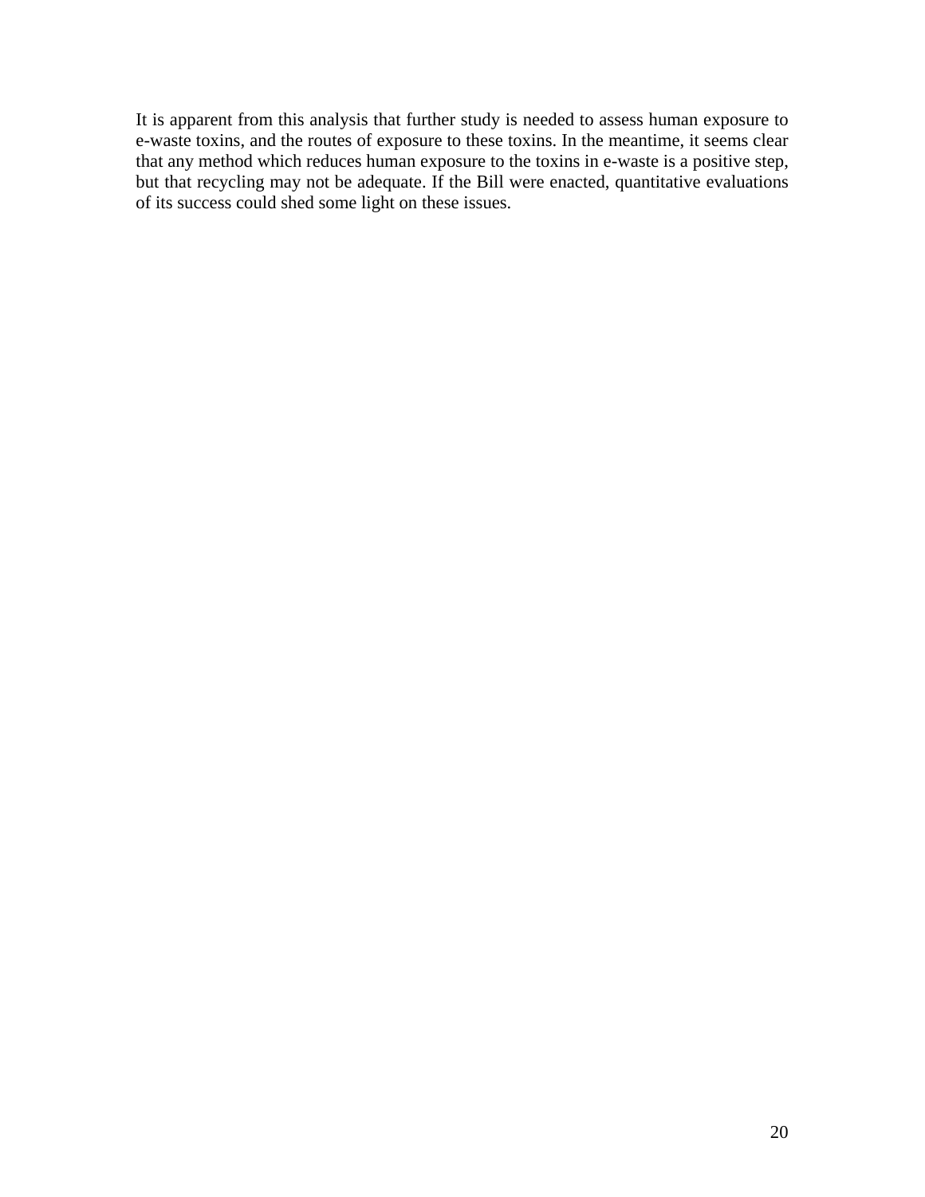It is apparent from this analysis that further study is needed to assess human exposure to e-waste toxins, and the routes of exposure to these toxins. In the meantime, it seems clear that any method which reduces human exposure to the toxins in e-waste is a positive step, but that recycling may not be adequate. If the Bill were enacted, quantitative evaluations of its success could shed some light on these issues.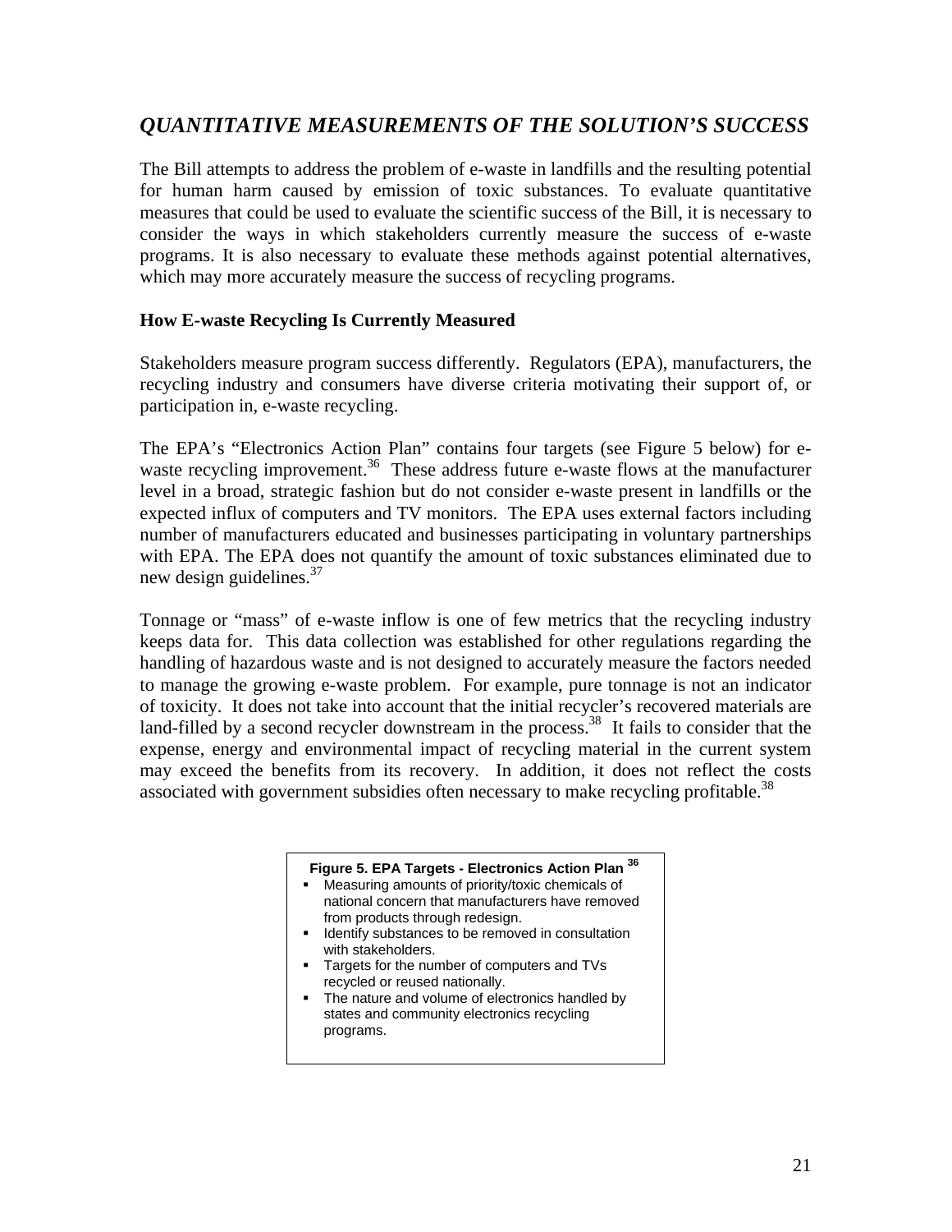## *QUANTITATIVE MEASUREMENTS OF THE SOLUTION'S SUCCESS*

The Bill attempts to address the problem of e-waste in landfills and the resulting potential for human harm caused by emission of toxic substances. To evaluate quantitative measures that could be used to evaluate the scientific success of the Bill, it is necessary to consider the ways in which stakeholders currently measure the success of e-waste programs. It is also necessary to evaluate these methods against potential alternatives, which may more accurately measure the success of recycling programs.

### How E-waste Recycling Is Currently Measured

Stakeholders measure program success differently. Regulators (EPA), manufacturers, the recycling industry and consumers have diverse criteria motivating their support of, or participation in, e-waste recycling.

The EPA's "Electronics Action Plan" contains four targets (see Figure 5 below) for e-waste recycling improvement.[36] These address future e-waste flows at the manufacturer level in a broad, strategic fashion but do not consider e-waste present in landfills or the expected influx of computers and TV monitors. The EPA uses external factors including number of manufacturers educated and businesses participating in voluntary partnerships with EPA. The EPA does not quantify the amount of toxic substances eliminated due to new design guidelines.[37]

Tonnage or "mass" of e-waste inflow is one of few metrics that the recycling industry keeps data for. This data collection was established for other regulations regarding the handling of hazardous waste and is not designed to accurately measure the factors needed to manage the growing e-waste problem. For example, pure tonnage is not an indicator of toxicity. It does not take into account that the initial recycler's recovered materials are land-filled by a second recycler downstream in the process.[38] It fails to consider that the expense, energy and environmental impact of recycling material in the current system may exceed the benefits from its recovery. In addition, it does not reflect the costs associated with government subsidies often necessary to make recycling profitable.[38]

**Figure 5. EPA Targets - Electronics Action Plan [36]**

- Measuring amounts of priority/toxic chemicals of national concern that manufacturers have removed from products through redesign.
- Identify substances to be removed in consultation with stakeholders.
- Targets for the number of computers and TVs recycled or reused nationally.
- The nature and volume of electronics handled by states and community electronics recycling programs.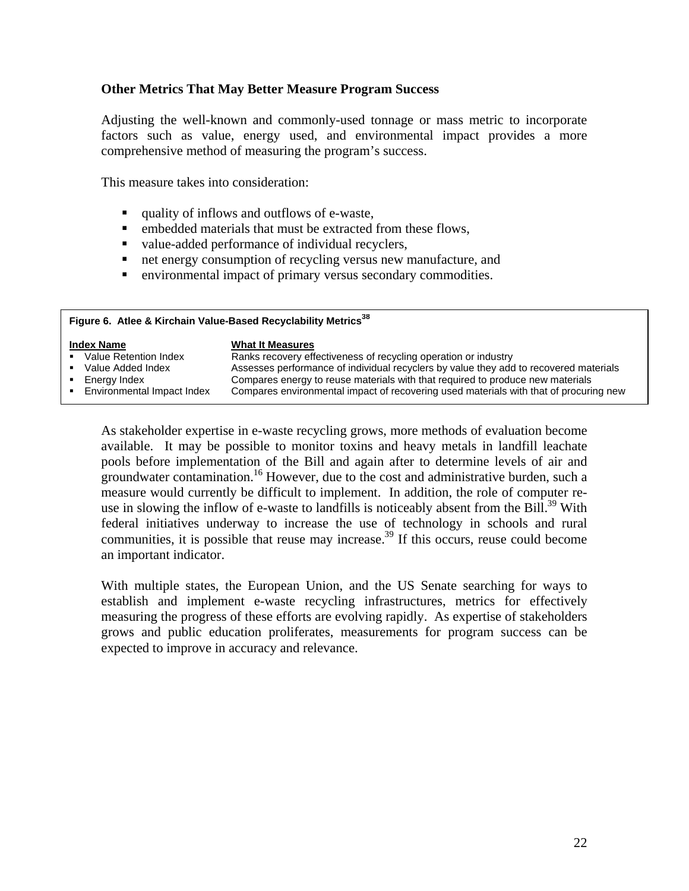### Other Metrics That May Better Measure Program Success

Adjusting the well-known and commonly-used tonnage or mass metric to incorporate factors such as value, energy used, and environmental impact provides a more comprehensive method of measuring the program's success.

This measure takes into consideration:

- quality of inflows and outflows of e-waste,
- embedded materials that must be extracted from these flows,
- value-added performance of individual recyclers,
- net energy consumption of recycling versus new manufacture, and
- environmental impact of primary versus secondary commodities.

**Figure 6. Atlee & Kirchain Value-Based Recyclability Metrics[38]**

| Index Name | What It Measures |
| --- | --- |
| Value Retention Index | Ranks recovery effectiveness of recycling operation or industry |
| Value Added Index | Assesses performance of individual recyclers by value they add to recovered materials |
| Energy Index | Compares energy to reuse materials with that required to produce new materials |
| Environmental Impact Index | Compares environmental impact of recovering used materials with that of procuring new |

As stakeholder expertise in e-waste recycling grows, more methods of evaluation become available. It may be possible to monitor toxins and heavy metals in landfill leachate pools before implementation of the Bill and again after to determine levels of air and groundwater contamination.[16] However, due to the cost and administrative burden, such a measure would currently be difficult to implement. In addition, the role of computer re-use in slowing the inflow of e-waste to landfills is noticeably absent from the Bill.[39] With federal initiatives underway to increase the use of technology in schools and rural communities, it is possible that reuse may increase.[39] If this occurs, reuse could become an important indicator.

With multiple states, the European Union, and the US Senate searching for ways to establish and implement e-waste recycling infrastructures, metrics for effectively measuring the progress of these efforts are evolving rapidly. As expertise of stakeholders grows and public education proliferates, measurements for program success can be expected to improve in accuracy and relevance.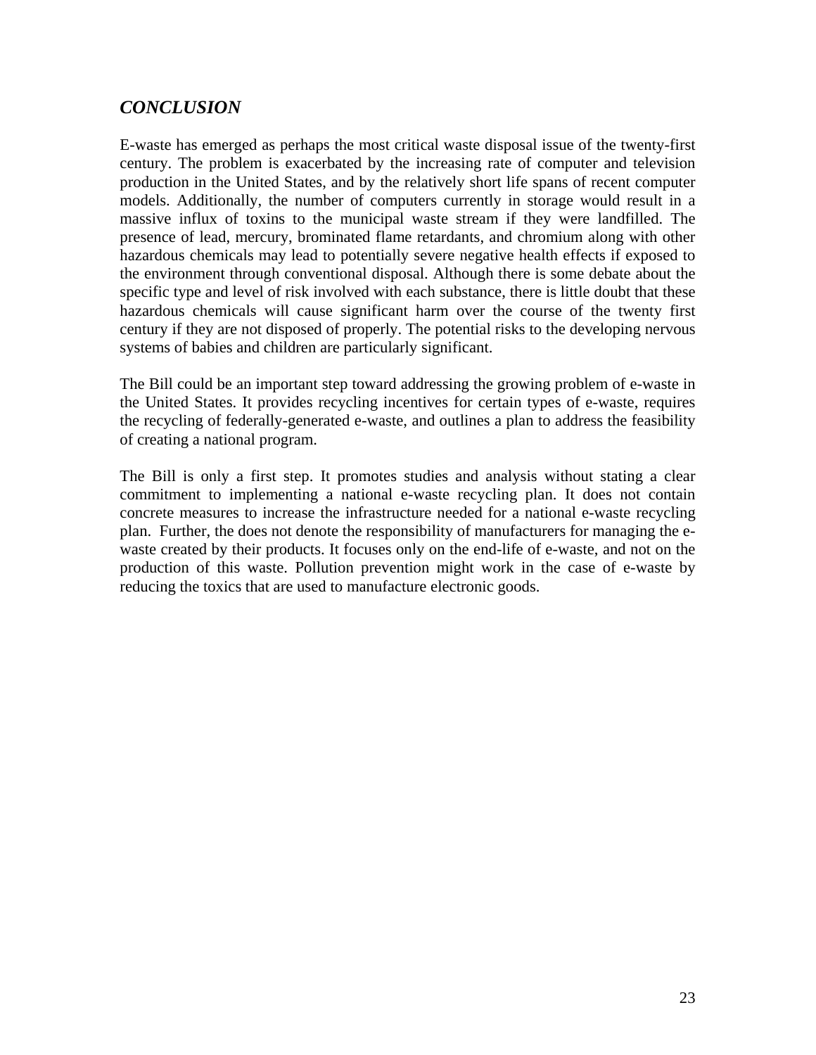## *CONCLUSION*

E-waste has emerged as perhaps the most critical waste disposal issue of the twenty-first century. The problem is exacerbated by the increasing rate of computer and television production in the United States, and by the relatively short life spans of recent computer models. Additionally, the number of computers currently in storage would result in a massive influx of toxins to the municipal waste stream if they were landfilled. The presence of lead, mercury, brominated flame retardants, and chromium along with other hazardous chemicals may lead to potentially severe negative health effects if exposed to the environment through conventional disposal. Although there is some debate about the specific type and level of risk involved with each substance, there is little doubt that these hazardous chemicals will cause significant harm over the course of the twenty first century if they are not disposed of properly. The potential risks to the developing nervous systems of babies and children are particularly significant.

The Bill could be an important step toward addressing the growing problem of e-waste in the United States. It provides recycling incentives for certain types of e-waste, requires the recycling of federally-generated e-waste, and outlines a plan to address the feasibility of creating a national program.

The Bill is only a first step. It promotes studies and analysis without stating a clear commitment to implementing a national e-waste recycling plan. It does not contain concrete measures to increase the infrastructure needed for a national e-waste recycling plan. Further, the does not denote the responsibility of manufacturers for managing the e-waste created by their products. It focuses only on the end-life of e-waste, and not on the production of this waste. Pollution prevention might work in the case of e-waste by reducing the toxics that are used to manufacture electronic goods.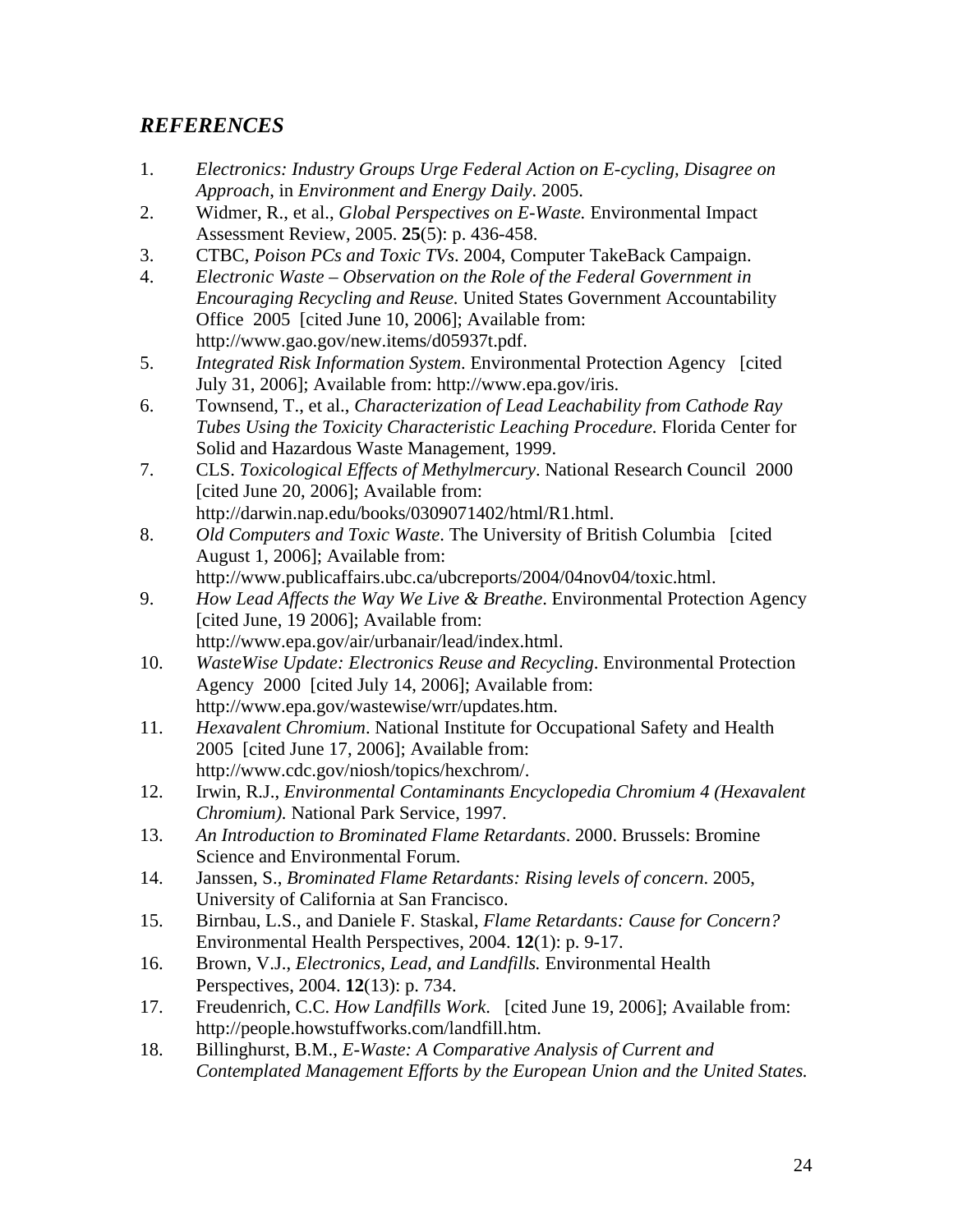## *REFERENCES*

1. *Electronics: Industry Groups Urge Federal Action on E-cycling, Disagree on Approach*, in *Environment and Energy Daily*. 2005.
2. Widmer, R., et al., *Global Perspectives on E-Waste.* Environmental Impact Assessment Review, 2005. **25**(5): p. 436-458.
3. CTBC, *Poison PCs and Toxic TVs*. 2004, Computer TakeBack Campaign.
4. *Electronic Waste – Observation on the Role of the Federal Government in Encouraging Recycling and Reuse.* United States Government Accountability Office 2005 [cited June 10, 2006]; Available from: http://www.gao.gov/new.items/d05937t.pdf.
5. *Integrated Risk Information System*. Environmental Protection Agency [cited July 31, 2006]; Available from: http://www.epa.gov/iris.
6. Townsend, T., et al., *Characterization of Lead Leachability from Cathode Ray Tubes Using the Toxicity Characteristic Leaching Procedure.* Florida Center for Solid and Hazardous Waste Management, 1999.
7. CLS. *Toxicological Effects of Methylmercury*. National Research Council 2000 [cited June 20, 2006]; Available from: http://darwin.nap.edu/books/0309071402/html/R1.html.
8. *Old Computers and Toxic Waste*. The University of British Columbia [cited August 1, 2006]; Available from: http://www.publicaffairs.ubc.ca/ubcreports/2004/04nov04/toxic.html.
9. *How Lead Affects the Way We Live & Breathe*. Environmental Protection Agency [cited June, 19 2006]; Available from: http://www.epa.gov/air/urbanair/lead/index.html.
10. *WasteWise Update: Electronics Reuse and Recycling*. Environmental Protection Agency 2000 [cited July 14, 2006]; Available from: http://www.epa.gov/wastewise/wrr/updates.htm.
11. *Hexavalent Chromium*. National Institute for Occupational Safety and Health 2005 [cited June 17, 2006]; Available from: http://www.cdc.gov/niosh/topics/hexchrom/.
12. Irwin, R.J., *Environmental Contaminants Encyclopedia Chromium 4 (Hexavalent Chromium).* National Park Service, 1997.
13. *An Introduction to Brominated Flame Retardants*. 2000. Brussels: Bromine Science and Environmental Forum.
14. Janssen, S., *Brominated Flame Retardants: Rising levels of concern*. 2005, University of California at San Francisco.
15. Birnbau, L.S., and Daniele F. Staskal, *Flame Retardants: Cause for Concern?* Environmental Health Perspectives, 2004. **12**(1): p. 9-17.
16. Brown, V.J., *Electronics, Lead, and Landfills.* Environmental Health Perspectives, 2004. **12**(13): p. 734.
17. Freudenrich, C.C. *How Landfills Work*. [cited June 19, 2006]; Available from: http://people.howstuffworks.com/landfill.htm.
18. Billinghurst, B.M., *E-Waste: A Comparative Analysis of Current and Contemplated Management Efforts by the European Union and the United States.*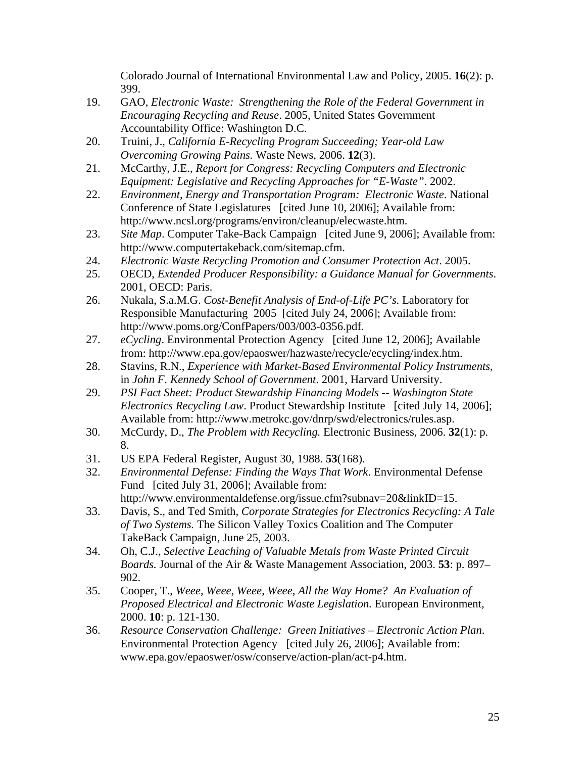Colorado Journal of International Environmental Law and Policy, 2005. **16**(2): p. 399.

19. GAO, *Electronic Waste: Strengthening the Role of the Federal Government in Encouraging Recycling and Reuse*. 2005, United States Government Accountability Office: Washington D.C.
20. Truini, J., *California E-Recycling Program Succeeding; Year-old Law Overcoming Growing Pains.* Waste News, 2006. **12**(3).
21. McCarthy, J.E., *Report for Congress: Recycling Computers and Electronic Equipment: Legislative and Recycling Approaches for "E-Waste"*. 2002.
22. *Environment, Energy and Transportation Program: Electronic Waste*. National Conference of State Legislatures [cited June 10, 2006]; Available from: http://www.ncsl.org/programs/environ/cleanup/elecwaste.htm.
23. *Site Map*. Computer Take-Back Campaign [cited June 9, 2006]; Available from: http://www.computertakeback.com/sitemap.cfm.
24. *Electronic Waste Recycling Promotion and Consumer Protection Act*. 2005.
25. OECD, *Extended Producer Responsibility: a Guidance Manual for Governments*. 2001, OECD: Paris.
26. Nukala, S.a.M.G. *Cost-Benefit Analysis of End-of-Life PC's*. Laboratory for Responsible Manufacturing 2005 [cited July 24, 2006]; Available from: http://www.poms.org/ConfPapers/003/003-0356.pdf.
27. *eCycling*. Environmental Protection Agency [cited June 12, 2006]; Available from: http://www.epa.gov/epaoswer/hazwaste/recycle/ecycling/index.htm.
28. Stavins, R.N., *Experience with Market-Based Environmental Policy Instruments*, in *John F. Kennedy School of Government*. 2001, Harvard University.
29. *PSI Fact Sheet: Product Stewardship Financing Models -- Washington State Electronics Recycling Law*. Product Stewardship Institute [cited July 14, 2006]; Available from: http://www.metrokc.gov/dnrp/swd/electronics/rules.asp.
30. McCurdy, D., *The Problem with Recycling.* Electronic Business, 2006. **32**(1): p. 8.
31. US EPA Federal Register, August 30, 1988. **53**(168).
32. *Environmental Defense: Finding the Ways That Work*. Environmental Defense Fund [cited July 31, 2006]; Available from: http://www.environmentaldefense.org/issue.cfm?subnav=20&linkID=15.
33. Davis, S., and Ted Smith, *Corporate Strategies for Electronics Recycling: A Tale of Two Systems.* The Silicon Valley Toxics Coalition and The Computer TakeBack Campaign, June 25, 2003.
34. Oh, C.J., *Selective Leaching of Valuable Metals from Waste Printed Circuit Boards.* Journal of the Air & Waste Management Association, 2003. **53**: p. 897–902.
35. Cooper, T., *Weee, Weee, Weee, Weee, All the Way Home? An Evaluation of Proposed Electrical and Electronic Waste Legislation.* European Environment, 2000. **10**: p. 121-130.
36. *Resource Conservation Challenge: Green Initiatives – Electronic Action Plan*. Environmental Protection Agency [cited July 26, 2006]; Available from: www.epa.gov/epaoswer/osw/conserve/action-plan/act-p4.htm.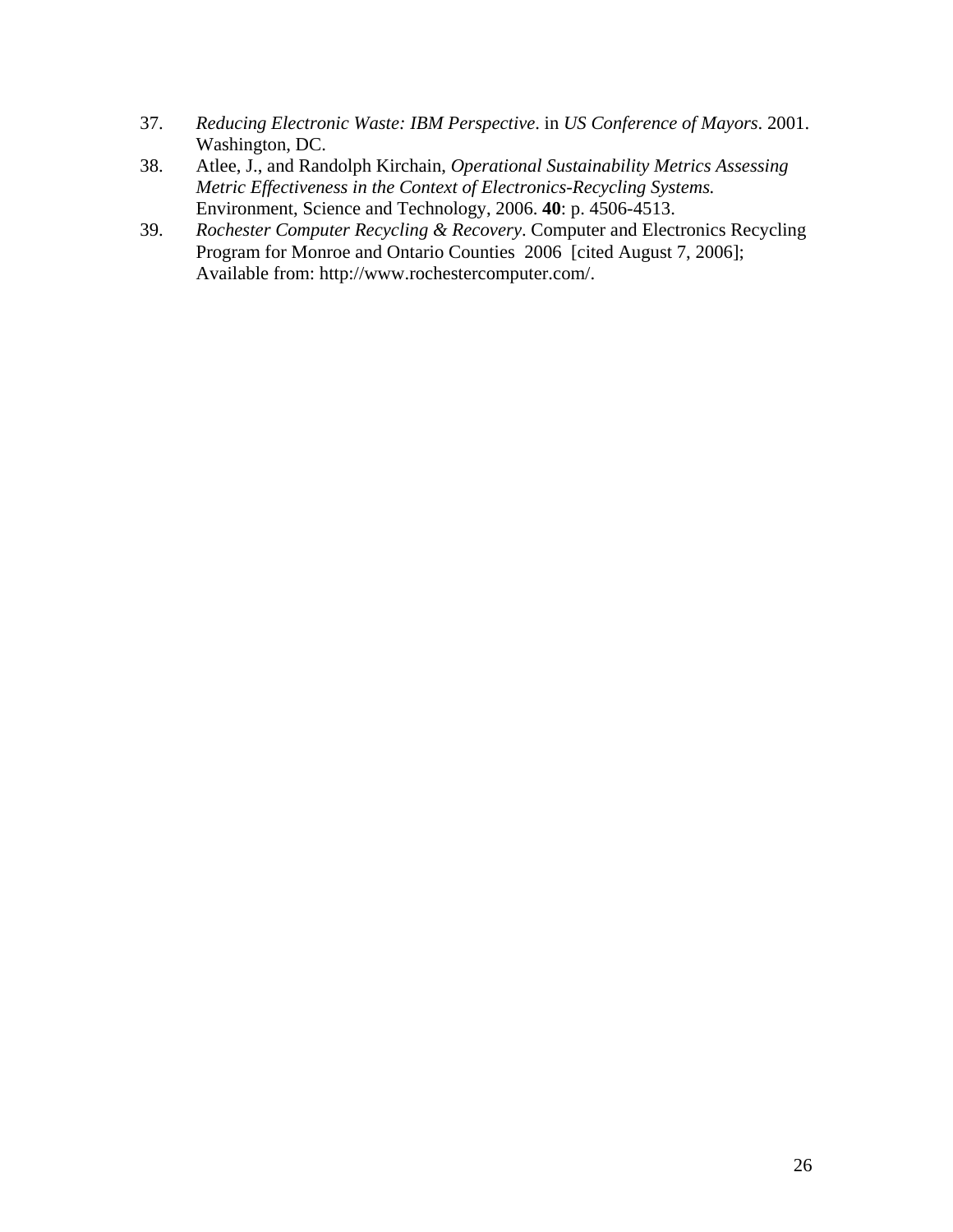37. *Reducing Electronic Waste: IBM Perspective*. in *US Conference of Mayors*. 2001. Washington, DC.
38. Atlee, J., and Randolph Kirchain, *Operational Sustainability Metrics Assessing Metric Effectiveness in the Context of Electronics-Recycling Systems.* Environment, Science and Technology, 2006. **40**: p. 4506-4513.
39. *Rochester Computer Recycling & Recovery*. Computer and Electronics Recycling Program for Monroe and Ontario Counties 2006 [cited August 7, 2006]; Available from: http://www.rochestercomputer.com/.